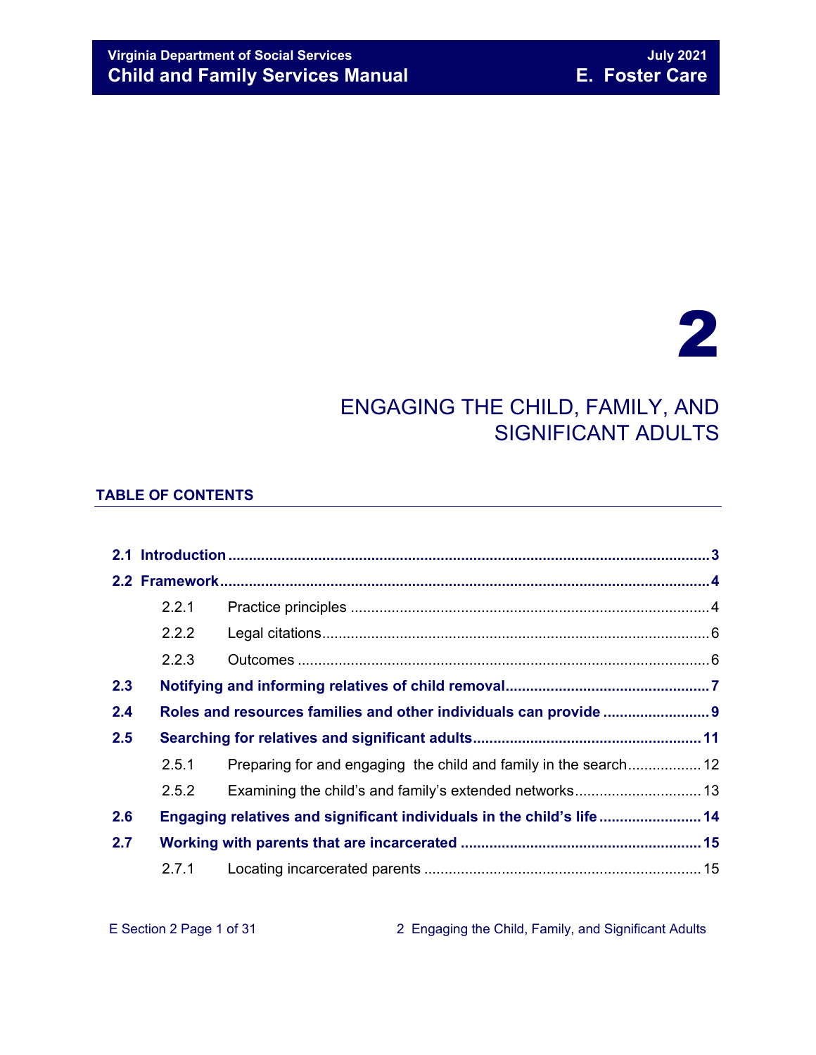# 2

# ENGAGING THE CHILD, FAMILY, AND SIGNIFICANT ADULTS

## TABLE OF CONTENTS

**2.1 Introduction** ........................................................................................................ **3**

**2.2 Framework** ........................................................................................................ **4**

- 2.2.1 Practice principles ........................................................................................ 4
- 2.2.2 Legal citations ............................................................................................... 6
- 2.2.3 Outcomes ..................................................................................................... 6

**2.3 Notifying and informing relatives of child removal** ................................................ **7**

**2.4 Roles and resources families and other individuals can provide** .......................... **9**

**2.5 Searching for relatives and significant adults** ..................................................... **11**

- 2.5.1 Preparing for and engaging the child and family in the search .................. 12
- 2.5.2 Examining the child's and family's extended networks ............................... 13

**2.6 Engaging relatives and significant individuals in the child's life** ......................... **14**

**2.7 Working with parents that are incarcerated** ....................................................... **15**

- 2.7.1 Locating incarcerated parents .................................................................... 15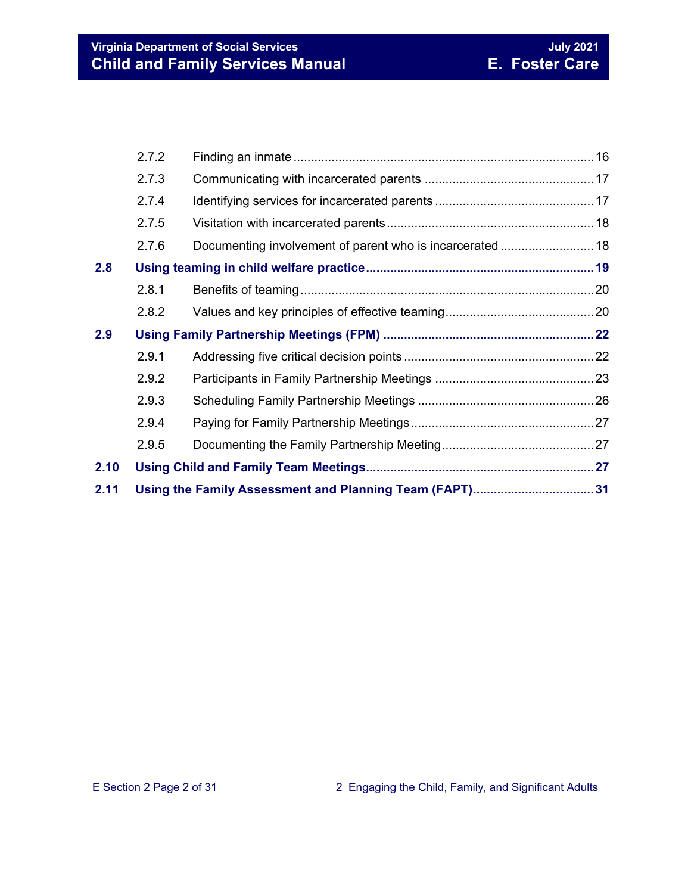| | | |
|---|---|---|
| 2.7.2 | Finding an inmate | 16 |
| 2.7.3 | Communicating with incarcerated parents | 17 |
| 2.7.4 | Identifying services for incarcerated parents | 17 |
| 2.7.5 | Visitation with incarcerated parents | 18 |
| 2.7.6 | Documenting involvement of parent who is incarcerated | 18 |
| **2.8** | **Using teaming in child welfare practice** | **19** |
| 2.8.1 | Benefits of teaming | 20 |
| 2.8.2 | Values and key principles of effective teaming | 20 |
| **2.9** | **Using Family Partnership Meetings (FPM)** | **22** |
| 2.9.1 | Addressing five critical decision points | 22 |
| 2.9.2 | Participants in Family Partnership Meetings | 23 |
| 2.9.3 | Scheduling Family Partnership Meetings | 26 |
| 2.9.4 | Paying for Family Partnership Meetings | 27 |
| 2.9.5 | Documenting the Family Partnership Meeting | 27 |
| **2.10** | **Using Child and Family Team Meetings** | **27** |
| **2.11** | **Using the Family Assessment and Planning Team (FAPT)** | **31** |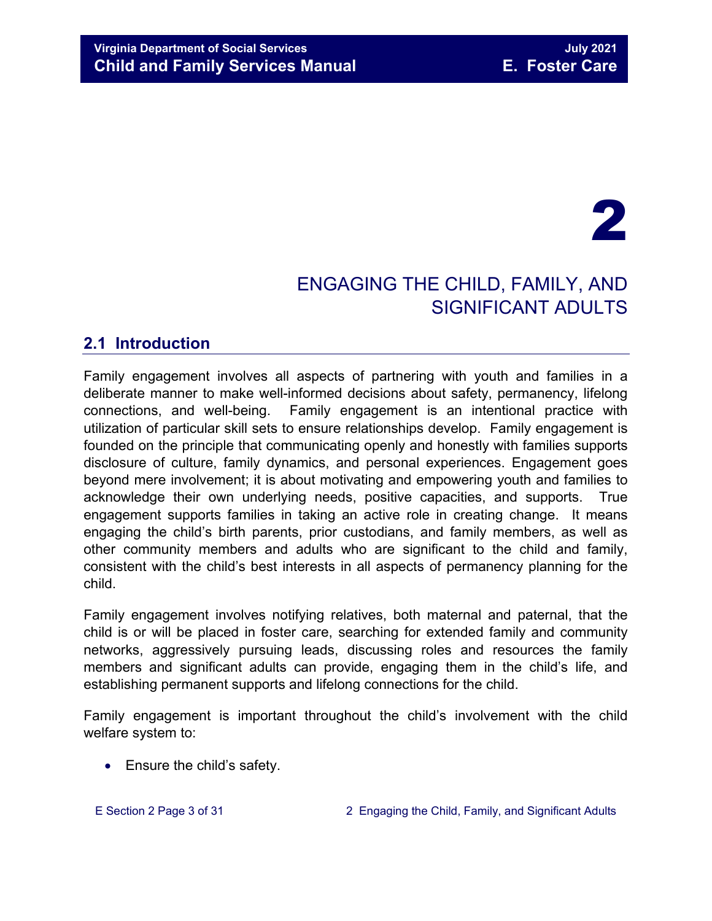# 2

# ENGAGING THE CHILD, FAMILY, AND SIGNIFICANT ADULTS

## 2.1 Introduction

Family engagement involves all aspects of partnering with youth and families in a deliberate manner to make well-informed decisions about safety, permanency, lifelong connections, and well-being. Family engagement is an intentional practice with utilization of particular skill sets to ensure relationships develop. Family engagement is founded on the principle that communicating openly and honestly with families supports disclosure of culture, family dynamics, and personal experiences. Engagement goes beyond mere involvement; it is about motivating and empowering youth and families to acknowledge their own underlying needs, positive capacities, and supports. True engagement supports families in taking an active role in creating change. It means engaging the child's birth parents, prior custodians, and family members, as well as other community members and adults who are significant to the child and family, consistent with the child's best interests in all aspects of permanency planning for the child.

Family engagement involves notifying relatives, both maternal and paternal, that the child is or will be placed in foster care, searching for extended family and community networks, aggressively pursuing leads, discussing roles and resources the family members and significant adults can provide, engaging them in the child's life, and establishing permanent supports and lifelong connections for the child.

Family engagement is important throughout the child's involvement with the child welfare system to:

- Ensure the child's safety.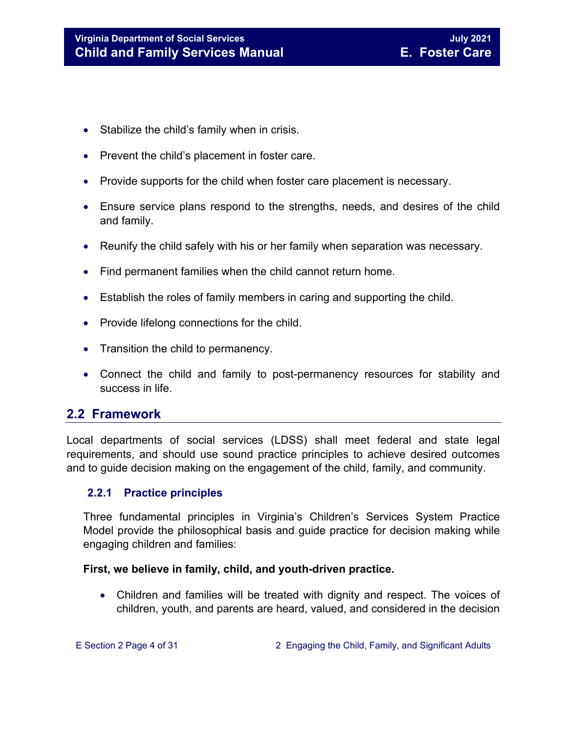- Stabilize the child's family when in crisis.
- Prevent the child's placement in foster care.
- Provide supports for the child when foster care placement is necessary.
- Ensure service plans respond to the strengths, needs, and desires of the child and family.
- Reunify the child safely with his or her family when separation was necessary.
- Find permanent families when the child cannot return home.
- Establish the roles of family members in caring and supporting the child.
- Provide lifelong connections for the child.
- Transition the child to permanency.
- Connect the child and family to post-permanency resources for stability and success in life.

## 2.2 Framework

Local departments of social services (LDSS) shall meet federal and state legal requirements, and should use sound practice principles to achieve desired outcomes and to guide decision making on the engagement of the child, family, and community.

### 2.2.1 Practice principles

Three fundamental principles in Virginia's Children's Services System Practice Model provide the philosophical basis and guide practice for decision making while engaging children and families:

**First, we believe in family, child, and youth-driven practice.**

- Children and families will be treated with dignity and respect. The voices of children, youth, and parents are heard, valued, and considered in the decision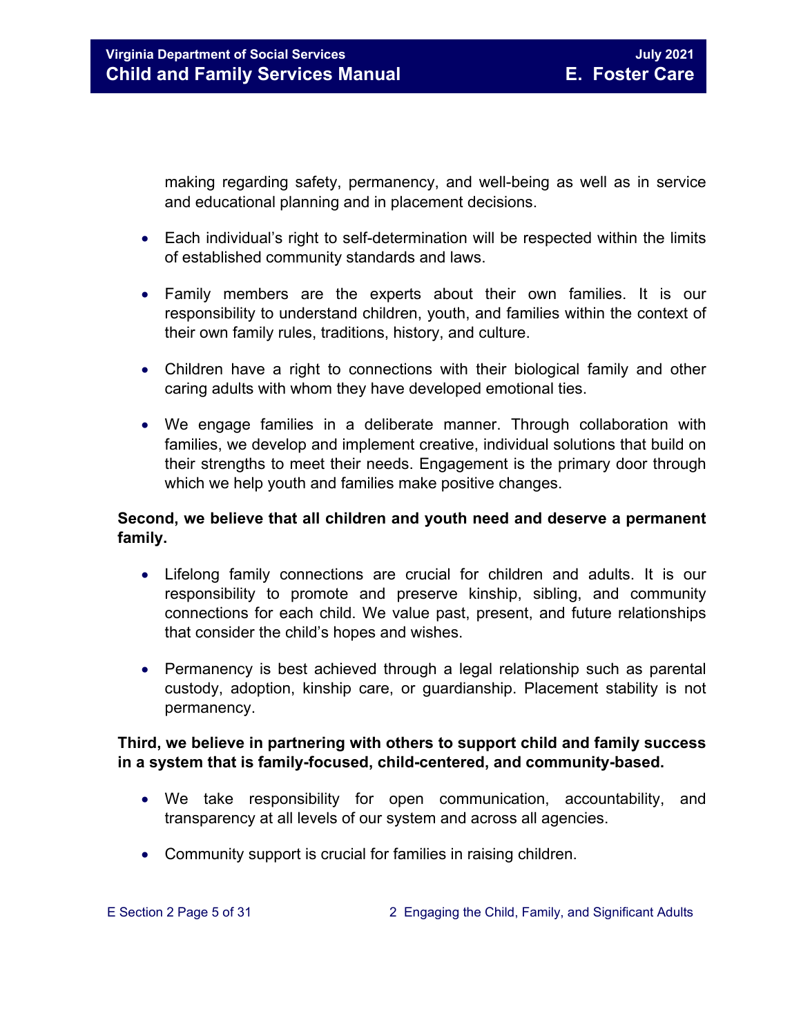making regarding safety, permanency, and well-being as well as in service and educational planning and in placement decisions.

- Each individual's right to self-determination will be respected within the limits of established community standards and laws.
- Family members are the experts about their own families. It is our responsibility to understand children, youth, and families within the context of their own family rules, traditions, history, and culture.
- Children have a right to connections with their biological family and other caring adults with whom they have developed emotional ties.
- We engage families in a deliberate manner. Through collaboration with families, we develop and implement creative, individual solutions that build on their strengths to meet their needs. Engagement is the primary door through which we help youth and families make positive changes.

**Second, we believe that all children and youth need and deserve a permanent family.**

- Lifelong family connections are crucial for children and adults. It is our responsibility to promote and preserve kinship, sibling, and community connections for each child. We value past, present, and future relationships that consider the child's hopes and wishes.
- Permanency is best achieved through a legal relationship such as parental custody, adoption, kinship care, or guardianship. Placement stability is not permanency.

**Third, we believe in partnering with others to support child and family success in a system that is family-focused, child-centered, and community-based.**

- We take responsibility for open communication, accountability, and transparency at all levels of our system and across all agencies.
- Community support is crucial for families in raising children.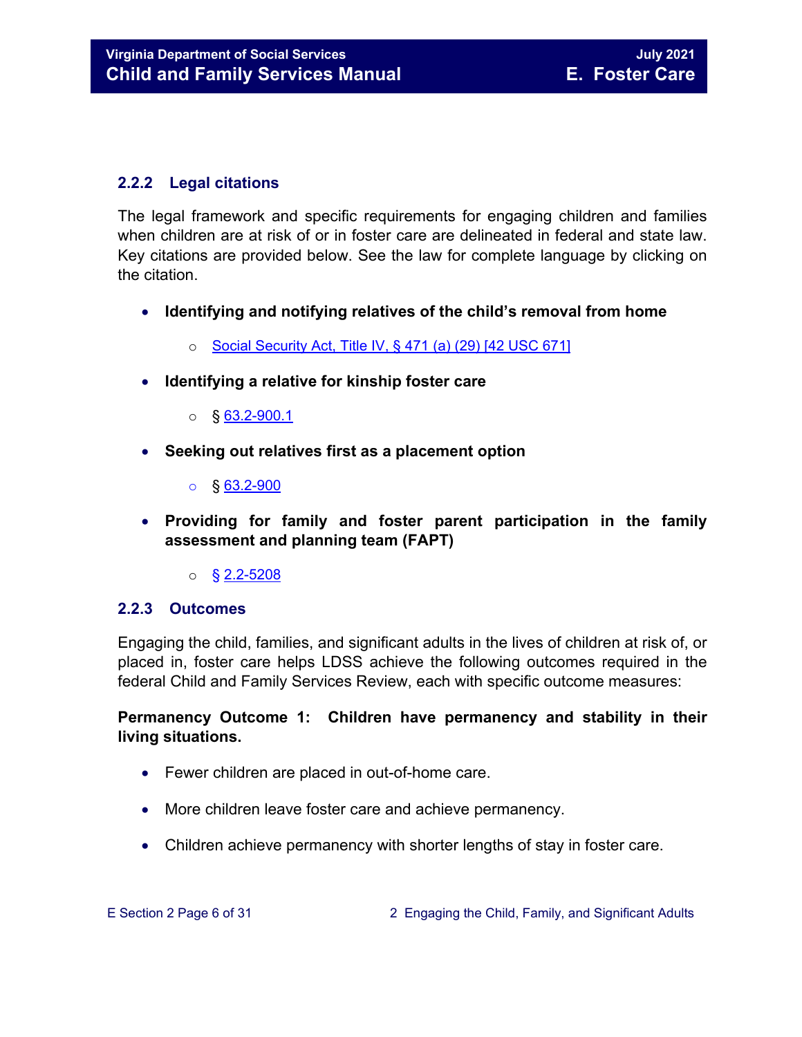### 2.2.2 Legal citations

The legal framework and specific requirements for engaging children and families when children are at risk of or in foster care are delineated in federal and state law. Key citations are provided below. See the law for complete language by clicking on the citation.

- **Identifying and notifying relatives of the child's removal from home**
  - Social Security Act, Title IV, § 471 (a) (29) [42 USC 671]
- **Identifying a relative for kinship foster care**
  - § 63.2-900.1
- **Seeking out relatives first as a placement option**
  - § 63.2-900
- **Providing for family and foster parent participation in the family assessment and planning team (FAPT)**
  - § 2.2-5208

### 2.2.3 Outcomes

Engaging the child, families, and significant adults in the lives of children at risk of, or placed in, foster care helps LDSS achieve the following outcomes required in the federal Child and Family Services Review, each with specific outcome measures:

**Permanency Outcome 1: Children have permanency and stability in their living situations.**

- Fewer children are placed in out-of-home care.
- More children leave foster care and achieve permanency.
- Children achieve permanency with shorter lengths of stay in foster care.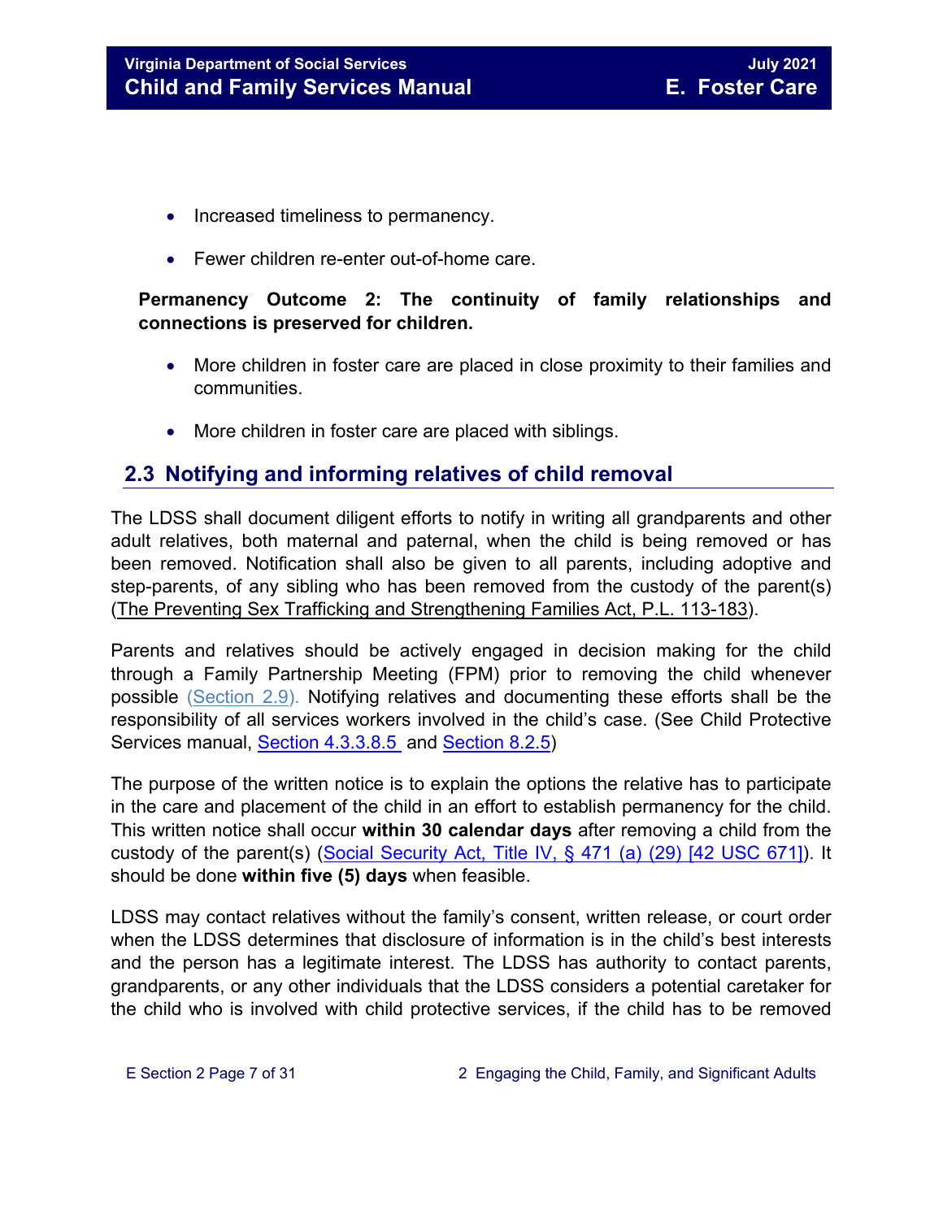- Increased timeliness to permanency.
- Fewer children re-enter out-of-home care.

**Permanency Outcome 2: The continuity of family relationships and connections is preserved for children.**

- More children in foster care are placed in close proximity to their families and communities.
- More children in foster care are placed with siblings.

## 2.3 Notifying and informing relatives of child removal

The LDSS shall document diligent efforts to notify in writing all grandparents and other adult relatives, both maternal and paternal, when the child is being removed or has been removed. Notification shall also be given to all parents, including adoptive and step-parents, of any sibling who has been removed from the custody of the parent(s) (The Preventing Sex Trafficking and Strengthening Families Act, P.L. 113-183).

Parents and relatives should be actively engaged in decision making for the child through a Family Partnership Meeting (FPM) prior to removing the child whenever possible (Section 2.9). Notifying relatives and documenting these efforts shall be the responsibility of all services workers involved in the child's case. (See Child Protective Services manual, Section 4.3.3.8.5 and Section 8.2.5)

The purpose of the written notice is to explain the options the relative has to participate in the care and placement of the child in an effort to establish permanency for the child. This written notice shall occur **within 30 calendar days** after removing a child from the custody of the parent(s) (Social Security Act, Title IV, § 471 (a) (29) [42 USC 671]). It should be done **within five (5) days** when feasible.

LDSS may contact relatives without the family's consent, written release, or court order when the LDSS determines that disclosure of information is in the child's best interests and the person has a legitimate interest. The LDSS has authority to contact parents, grandparents, or any other individuals that the LDSS considers a potential caretaker for the child who is involved with child protective services, if the child has to be removed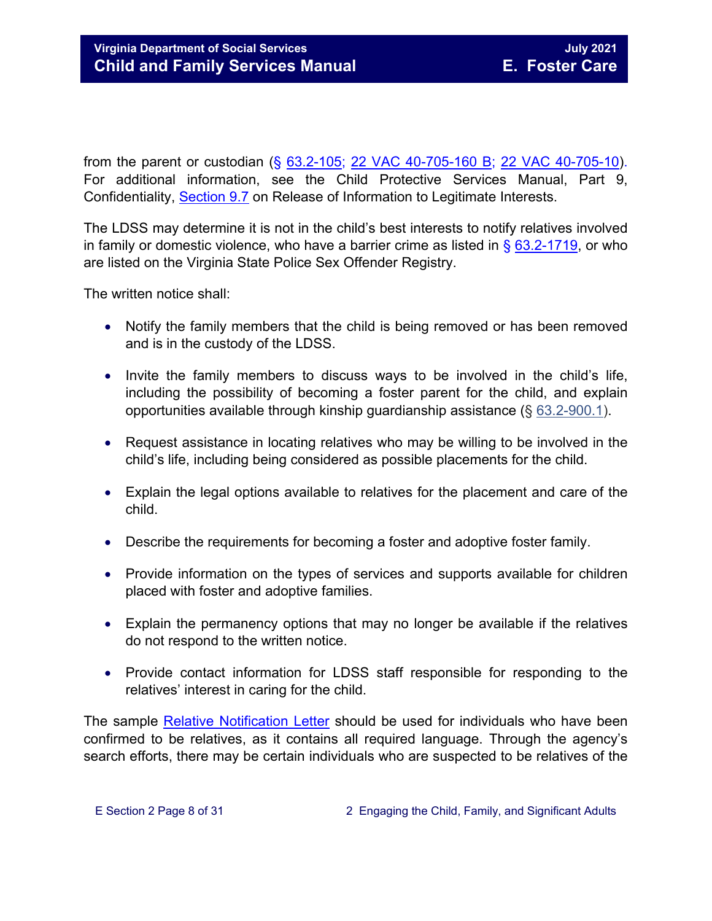from the parent or custodian (§ 63.2-105; 22 VAC 40-705-160 B; 22 VAC 40-705-10). For additional information, see the Child Protective Services Manual, Part 9, Confidentiality, Section 9.7 on Release of Information to Legitimate Interests.

The LDSS may determine it is not in the child's best interests to notify relatives involved in family or domestic violence, who have a barrier crime as listed in § 63.2-1719, or who are listed on the Virginia State Police Sex Offender Registry.

The written notice shall:

- Notify the family members that the child is being removed or has been removed and is in the custody of the LDSS.
- Invite the family members to discuss ways to be involved in the child's life, including the possibility of becoming a foster parent for the child, and explain opportunities available through kinship guardianship assistance (§ 63.2-900.1).
- Request assistance in locating relatives who may be willing to be involved in the child's life, including being considered as possible placements for the child.
- Explain the legal options available to relatives for the placement and care of the child.
- Describe the requirements for becoming a foster and adoptive foster family.
- Provide information on the types of services and supports available for children placed with foster and adoptive families.
- Explain the permanency options that may no longer be available if the relatives do not respond to the written notice.
- Provide contact information for LDSS staff responsible for responding to the relatives' interest in caring for the child.

The sample Relative Notification Letter should be used for individuals who have been confirmed to be relatives, as it contains all required language. Through the agency's search efforts, there may be certain individuals who are suspected to be relatives of the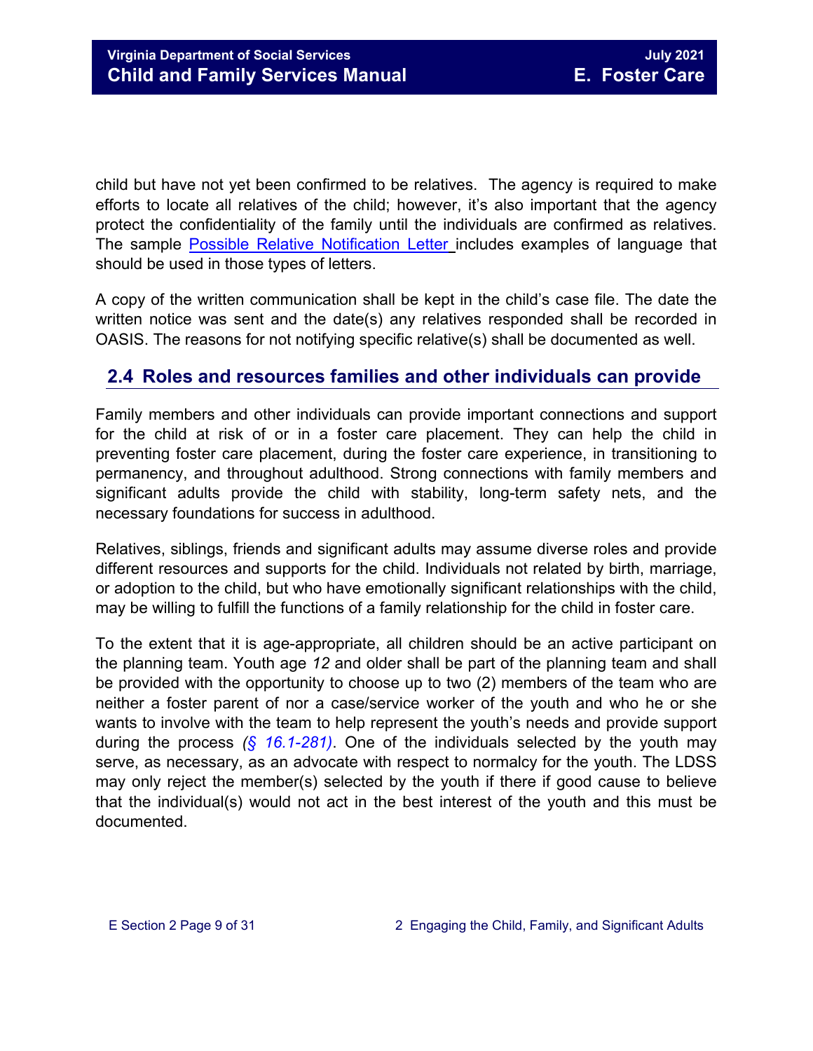child but have not yet been confirmed to be relatives. The agency is required to make efforts to locate all relatives of the child; however, it's also important that the agency protect the confidentiality of the family until the individuals are confirmed as relatives. The sample Possible Relative Notification Letter includes examples of language that should be used in those types of letters.

A copy of the written communication shall be kept in the child's case file. The date the written notice was sent and the date(s) any relatives responded shall be recorded in OASIS. The reasons for not notifying specific relative(s) shall be documented as well.

## 2.4 Roles and resources families and other individuals can provide

Family members and other individuals can provide important connections and support for the child at risk of or in a foster care placement. They can help the child in preventing foster care placement, during the foster care experience, in transitioning to permanency, and throughout adulthood. Strong connections with family members and significant adults provide the child with stability, long-term safety nets, and the necessary foundations for success in adulthood.

Relatives, siblings, friends and significant adults may assume diverse roles and provide different resources and supports for the child. Individuals not related by birth, marriage, or adoption to the child, but who have emotionally significant relationships with the child, may be willing to fulfill the functions of a family relationship for the child in foster care.

To the extent that it is age-appropriate, all children should be an active participant on the planning team. Youth age *12* and older shall be part of the planning team and shall be provided with the opportunity to choose up to two (2) members of the team who are neither a foster parent of nor a case/service worker of the youth and who he or she wants to involve with the team to help represent the youth's needs and provide support during the process *(§ 16.1-281)*. One of the individuals selected by the youth may serve, as necessary, as an advocate with respect to normalcy for the youth. The LDSS may only reject the member(s) selected by the youth if there if good cause to believe that the individual(s) would not act in the best interest of the youth and this must be documented.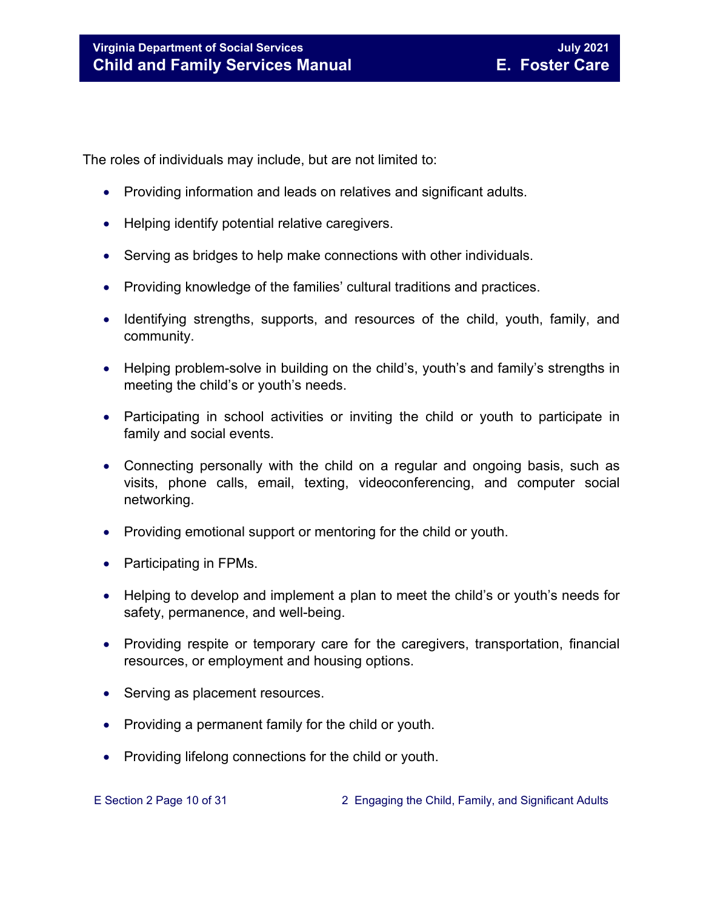The roles of individuals may include, but are not limited to:

- Providing information and leads on relatives and significant adults.
- Helping identify potential relative caregivers.
- Serving as bridges to help make connections with other individuals.
- Providing knowledge of the families' cultural traditions and practices.
- Identifying strengths, supports, and resources of the child, youth, family, and community.
- Helping problem-solve in building on the child's, youth's and family's strengths in meeting the child's or youth's needs.
- Participating in school activities or inviting the child or youth to participate in family and social events.
- Connecting personally with the child on a regular and ongoing basis, such as visits, phone calls, email, texting, videoconferencing, and computer social networking.
- Providing emotional support or mentoring for the child or youth.
- Participating in FPMs.
- Helping to develop and implement a plan to meet the child's or youth's needs for safety, permanence, and well-being.
- Providing respite or temporary care for the caregivers, transportation, financial resources, or employment and housing options.
- Serving as placement resources.
- Providing a permanent family for the child or youth.
- Providing lifelong connections for the child or youth.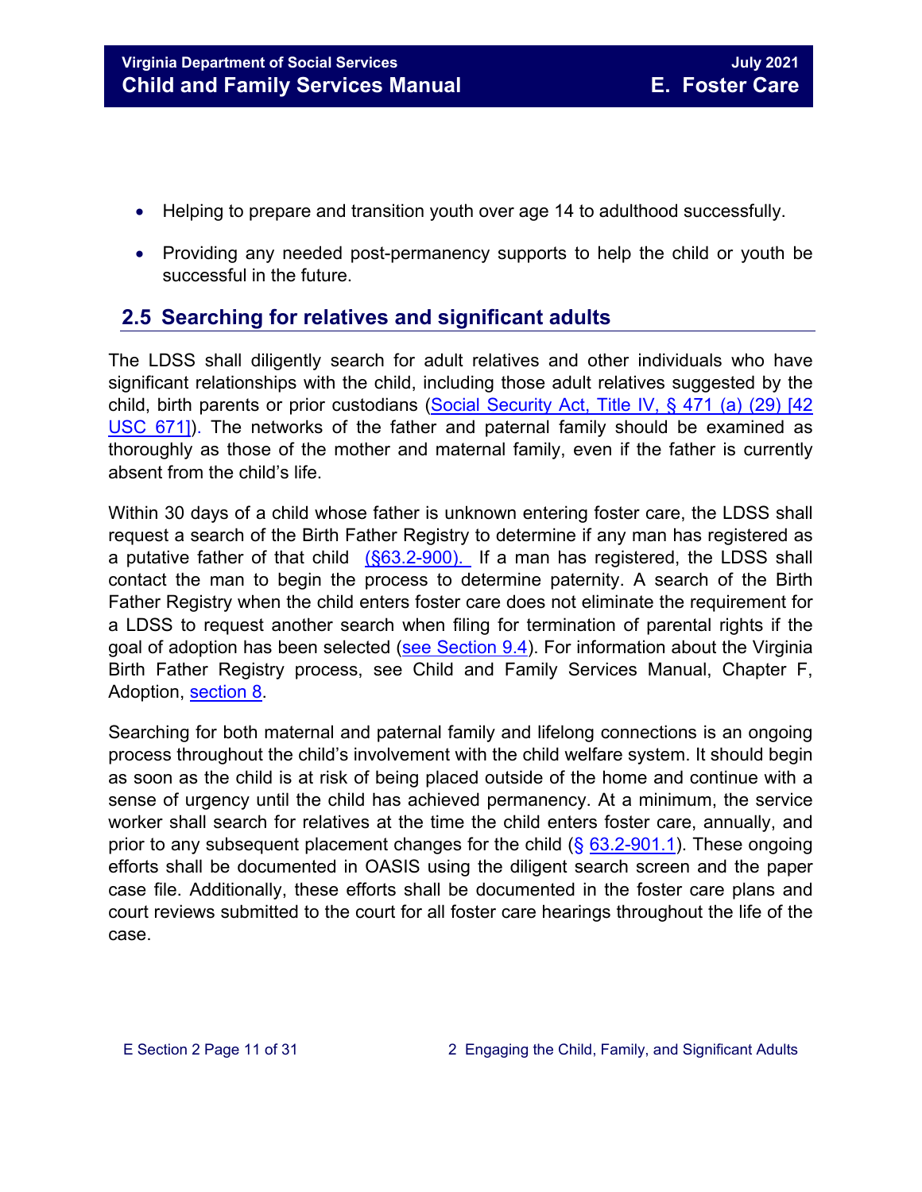- Helping to prepare and transition youth over age 14 to adulthood successfully.
- Providing any needed post-permanency supports to help the child or youth be successful in the future.

## 2.5 Searching for relatives and significant adults

The LDSS shall diligently search for adult relatives and other individuals who have significant relationships with the child, including those adult relatives suggested by the child, birth parents or prior custodians (Social Security Act, Title IV, § 471 (a) (29) [42 USC 671]). The networks of the father and paternal family should be examined as thoroughly as those of the mother and maternal family, even if the father is currently absent from the child's life.

Within 30 days of a child whose father is unknown entering foster care, the LDSS shall request a search of the Birth Father Registry to determine if any man has registered as a putative father of that child (§63.2-900). If a man has registered, the LDSS shall contact the man to begin the process to determine paternity. A search of the Birth Father Registry when the child enters foster care does not eliminate the requirement for a LDSS to request another search when filing for termination of parental rights if the goal of adoption has been selected (see Section 9.4). For information about the Virginia Birth Father Registry process, see Child and Family Services Manual, Chapter F, Adoption, section 8.

Searching for both maternal and paternal family and lifelong connections is an ongoing process throughout the child's involvement with the child welfare system. It should begin as soon as the child is at risk of being placed outside of the home and continue with a sense of urgency until the child has achieved permanency. At a minimum, the service worker shall search for relatives at the time the child enters foster care, annually, and prior to any subsequent placement changes for the child (§ 63.2-901.1). These ongoing efforts shall be documented in OASIS using the diligent search screen and the paper case file. Additionally, these efforts shall be documented in the foster care plans and court reviews submitted to the court for all foster care hearings throughout the life of the case.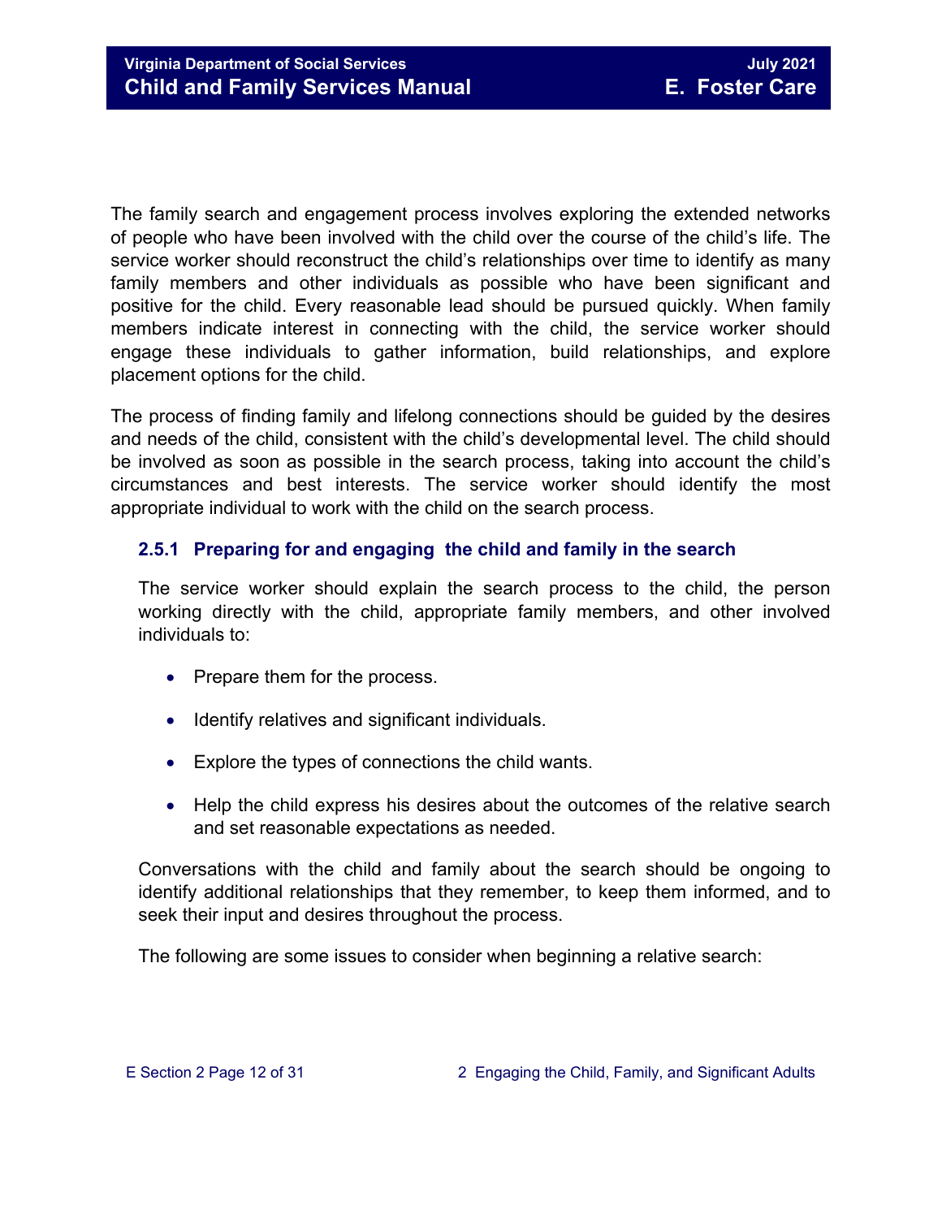The family search and engagement process involves exploring the extended networks of people who have been involved with the child over the course of the child's life. The service worker should reconstruct the child's relationships over time to identify as many family members and other individuals as possible who have been significant and positive for the child. Every reasonable lead should be pursued quickly. When family members indicate interest in connecting with the child, the service worker should engage these individuals to gather information, build relationships, and explore placement options for the child.

The process of finding family and lifelong connections should be guided by the desires and needs of the child, consistent with the child's developmental level. The child should be involved as soon as possible in the search process, taking into account the child's circumstances and best interests. The service worker should identify the most appropriate individual to work with the child on the search process.

### 2.5.1 Preparing for and engaging the child and family in the search

The service worker should explain the search process to the child, the person working directly with the child, appropriate family members, and other involved individuals to:

- Prepare them for the process.
- Identify relatives and significant individuals.
- Explore the types of connections the child wants.
- Help the child express his desires about the outcomes of the relative search and set reasonable expectations as needed.

Conversations with the child and family about the search should be ongoing to identify additional relationships that they remember, to keep them informed, and to seek their input and desires throughout the process.

The following are some issues to consider when beginning a relative search: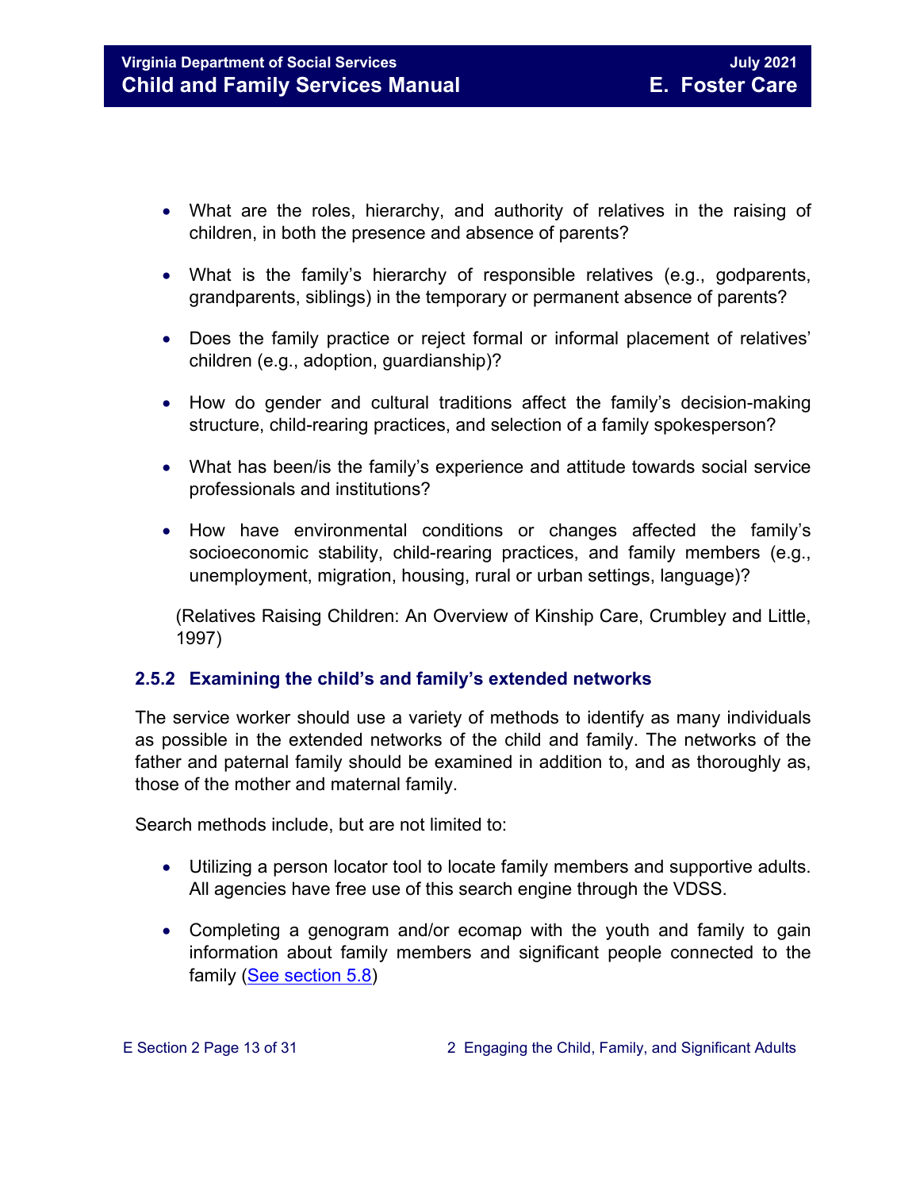- What are the roles, hierarchy, and authority of relatives in the raising of children, in both the presence and absence of parents?

- What is the family's hierarchy of responsible relatives (e.g., godparents, grandparents, siblings) in the temporary or permanent absence of parents?

- Does the family practice or reject formal or informal placement of relatives' children (e.g., adoption, guardianship)?

- How do gender and cultural traditions affect the family's decision-making structure, child-rearing practices, and selection of a family spokesperson?

- What has been/is the family's experience and attitude towards social service professionals and institutions?

- How have environmental conditions or changes affected the family's socioeconomic stability, child-rearing practices, and family members (e.g., unemployment, migration, housing, rural or urban settings, language)?

(Relatives Raising Children: An Overview of Kinship Care, Crumbley and Little, 1997)

### 2.5.2 Examining the child's and family's extended networks

The service worker should use a variety of methods to identify as many individuals as possible in the extended networks of the child and family. The networks of the father and paternal family should be examined in addition to, and as thoroughly as, those of the mother and maternal family.

Search methods include, but are not limited to:

- Utilizing a person locator tool to locate family members and supportive adults. All agencies have free use of this search engine through the VDSS.

- Completing a genogram and/or ecomap with the youth and family to gain information about family members and significant people connected to the family (See section 5.8)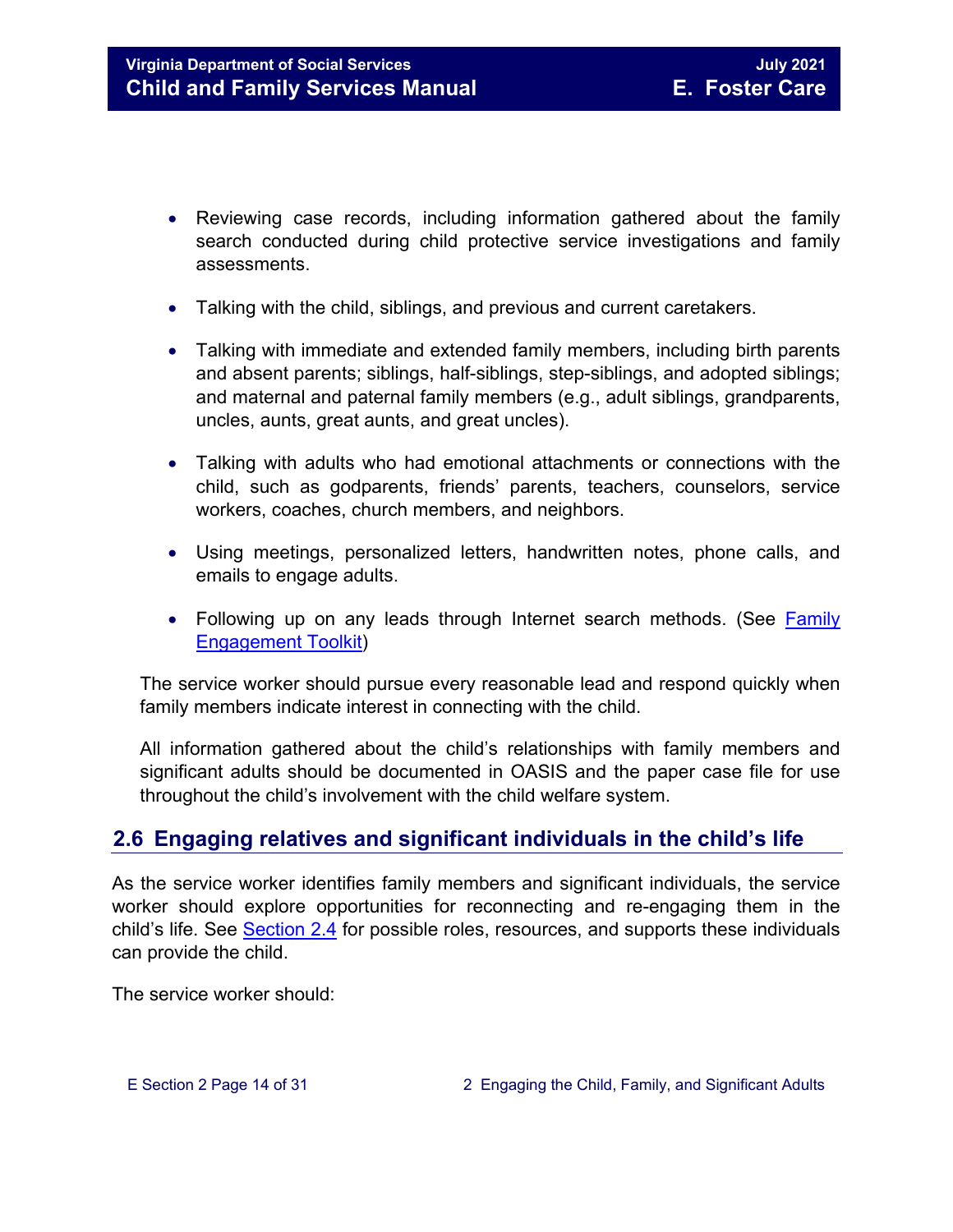- Reviewing case records, including information gathered about the family search conducted during child protective service investigations and family assessments.
- Talking with the child, siblings, and previous and current caretakers.
- Talking with immediate and extended family members, including birth parents and absent parents; siblings, half-siblings, step-siblings, and adopted siblings; and maternal and paternal family members (e.g., adult siblings, grandparents, uncles, aunts, great aunts, and great uncles).
- Talking with adults who had emotional attachments or connections with the child, such as godparents, friends' parents, teachers, counselors, service workers, coaches, church members, and neighbors.
- Using meetings, personalized letters, handwritten notes, phone calls, and emails to engage adults.
- Following up on any leads through Internet search methods. (See Family Engagement Toolkit)

The service worker should pursue every reasonable lead and respond quickly when family members indicate interest in connecting with the child.

All information gathered about the child's relationships with family members and significant adults should be documented in OASIS and the paper case file for use throughout the child's involvement with the child welfare system.

## 2.6 Engaging relatives and significant individuals in the child's life

As the service worker identifies family members and significant individuals, the service worker should explore opportunities for reconnecting and re-engaging them in the child's life. See Section 2.4 for possible roles, resources, and supports these individuals can provide the child.

The service worker should: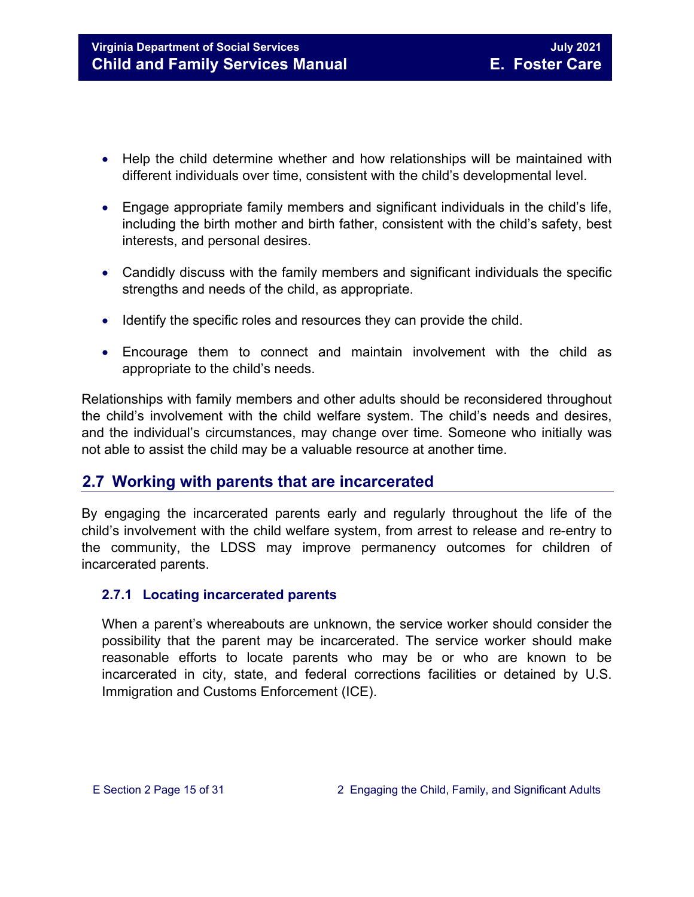- Help the child determine whether and how relationships will be maintained with different individuals over time, consistent with the child's developmental level.

- Engage appropriate family members and significant individuals in the child's life, including the birth mother and birth father, consistent with the child's safety, best interests, and personal desires.

- Candidly discuss with the family members and significant individuals the specific strengths and needs of the child, as appropriate.

- Identify the specific roles and resources they can provide the child.

- Encourage them to connect and maintain involvement with the child as appropriate to the child's needs.

Relationships with family members and other adults should be reconsidered throughout the child's involvement with the child welfare system. The child's needs and desires, and the individual's circumstances, may change over time. Someone who initially was not able to assist the child may be a valuable resource at another time.

## 2.7 Working with parents that are incarcerated

By engaging the incarcerated parents early and regularly throughout the life of the child's involvement with the child welfare system, from arrest to release and re-entry to the community, the LDSS may improve permanency outcomes for children of incarcerated parents.

### 2.7.1 Locating incarcerated parents

When a parent's whereabouts are unknown, the service worker should consider the possibility that the parent may be incarcerated. The service worker should make reasonable efforts to locate parents who may be or who are known to be incarcerated in city, state, and federal corrections facilities or detained by U.S. Immigration and Customs Enforcement (ICE).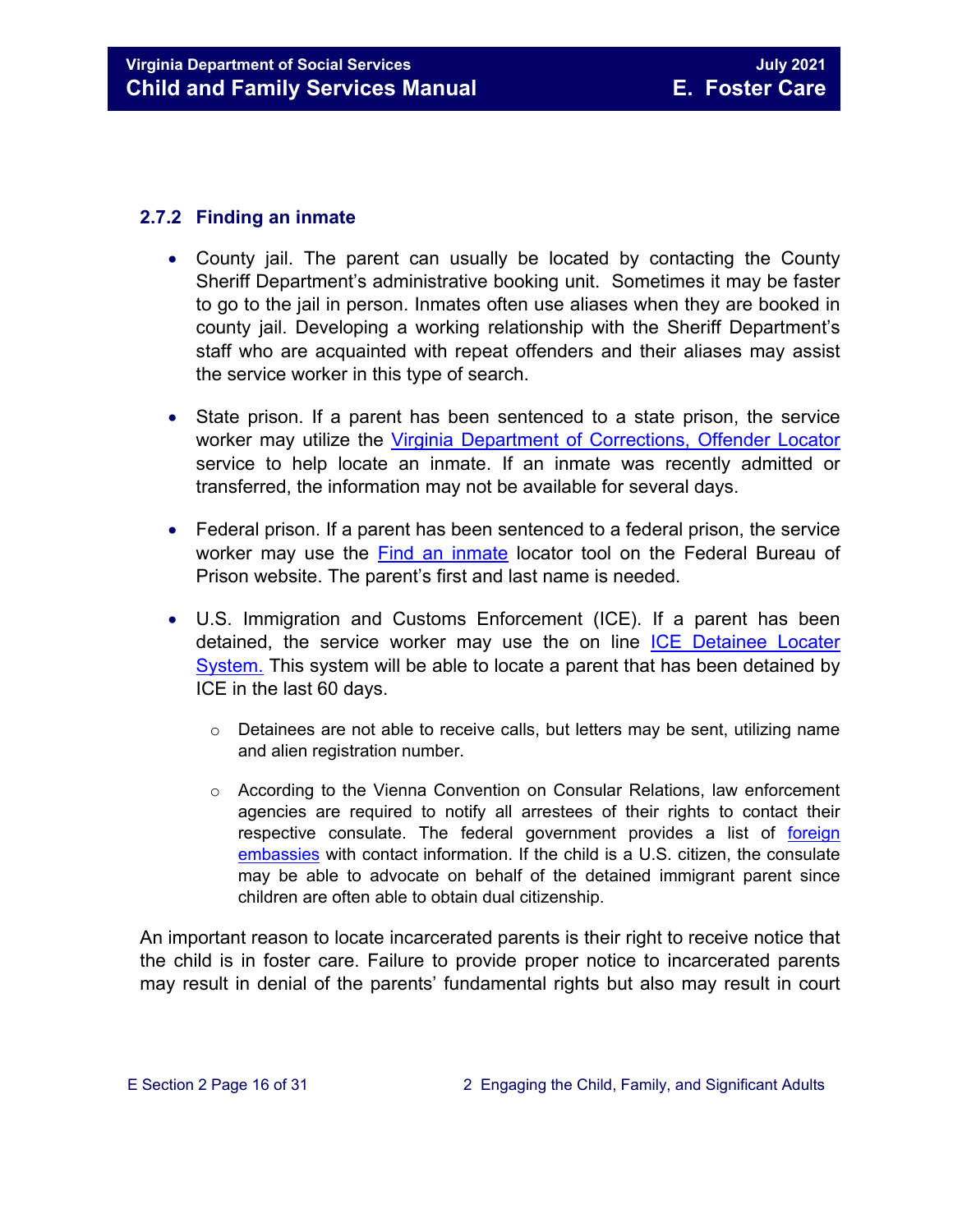### 2.7.2 Finding an inmate

- County jail. The parent can usually be located by contacting the County Sheriff Department's administrative booking unit. Sometimes it may be faster to go to the jail in person. Inmates often use aliases when they are booked in county jail. Developing a working relationship with the Sheriff Department's staff who are acquainted with repeat offenders and their aliases may assist the service worker in this type of search.

- State prison. If a parent has been sentenced to a state prison, the service worker may utilize the Virginia Department of Corrections, Offender Locator service to help locate an inmate. If an inmate was recently admitted or transferred, the information may not be available for several days.

- Federal prison. If a parent has been sentenced to a federal prison, the service worker may use the Find an inmate locator tool on the Federal Bureau of Prison website. The parent's first and last name is needed.

- U.S. Immigration and Customs Enforcement (ICE). If a parent has been detained, the service worker may use the on line ICE Detainee Locater System. This system will be able to locate a parent that has been detained by ICE in the last 60 days.

    - Detainees are not able to receive calls, but letters may be sent, utilizing name and alien registration number.

    - According to the Vienna Convention on Consular Relations, law enforcement agencies are required to notify all arrestees of their rights to contact their respective consulate. The federal government provides a list of foreign embassies with contact information. If the child is a U.S. citizen, the consulate may be able to advocate on behalf of the detained immigrant parent since children are often able to obtain dual citizenship.

An important reason to locate incarcerated parents is their right to receive notice that the child is in foster care. Failure to provide proper notice to incarcerated parents may result in denial of the parents' fundamental rights but also may result in court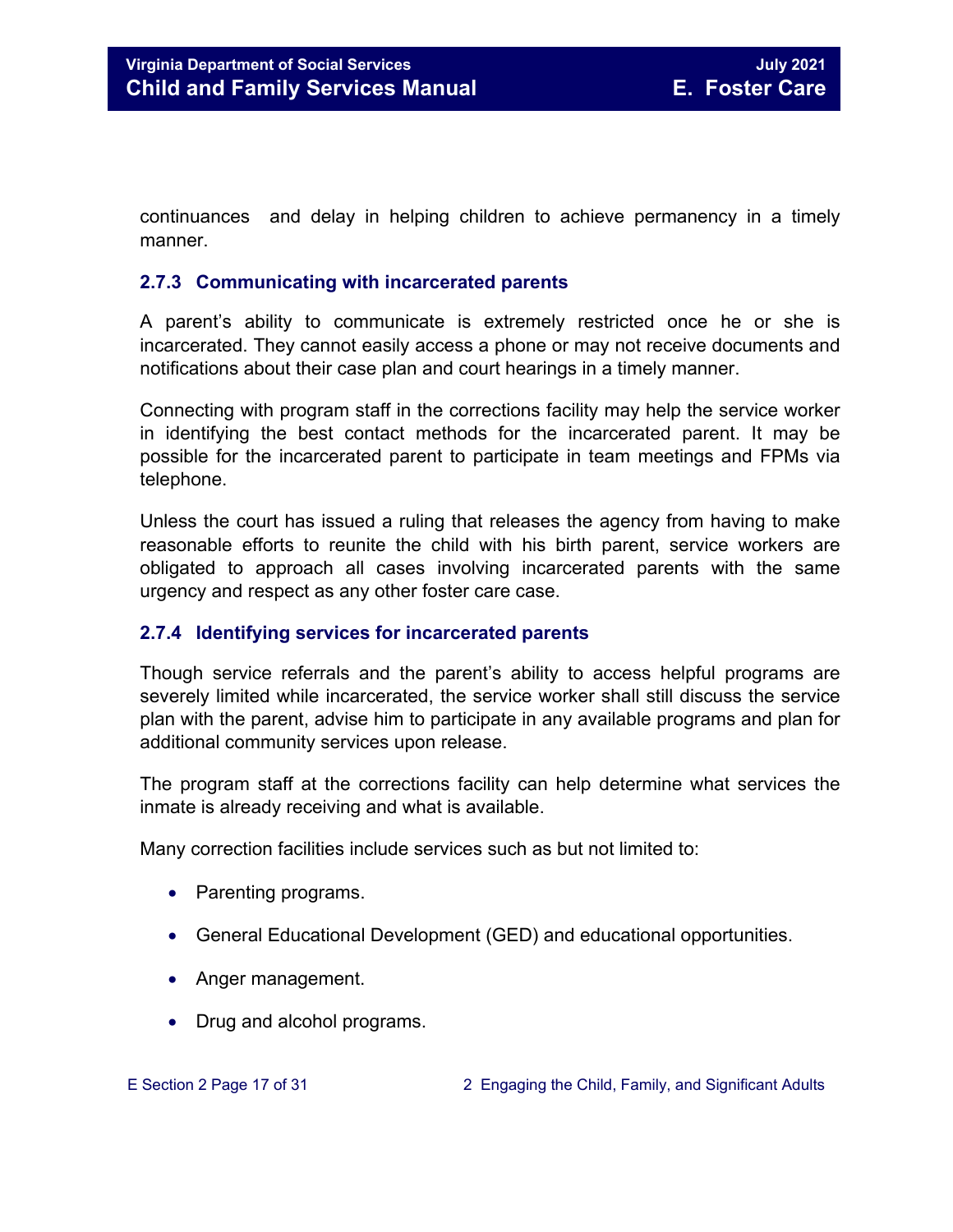continuances and delay in helping children to achieve permanency in a timely manner.

### 2.7.3 Communicating with incarcerated parents

A parent's ability to communicate is extremely restricted once he or she is incarcerated. They cannot easily access a phone or may not receive documents and notifications about their case plan and court hearings in a timely manner.

Connecting with program staff in the corrections facility may help the service worker in identifying the best contact methods for the incarcerated parent. It may be possible for the incarcerated parent to participate in team meetings and FPMs via telephone.

Unless the court has issued a ruling that releases the agency from having to make reasonable efforts to reunite the child with his birth parent, service workers are obligated to approach all cases involving incarcerated parents with the same urgency and respect as any other foster care case.

### 2.7.4 Identifying services for incarcerated parents

Though service referrals and the parent's ability to access helpful programs are severely limited while incarcerated, the service worker shall still discuss the service plan with the parent, advise him to participate in any available programs and plan for additional community services upon release.

The program staff at the corrections facility can help determine what services the inmate is already receiving and what is available.

Many correction facilities include services such as but not limited to:

- Parenting programs.
- General Educational Development (GED) and educational opportunities.
- Anger management.
- Drug and alcohol programs.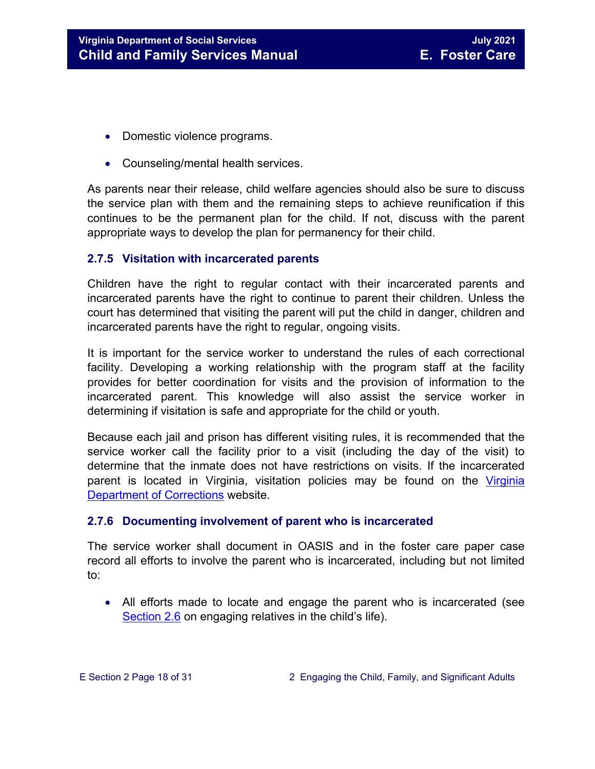- Domestic violence programs.
- Counseling/mental health services.

As parents near their release, child welfare agencies should also be sure to discuss the service plan with them and the remaining steps to achieve reunification if this continues to be the permanent plan for the child. If not, discuss with the parent appropriate ways to develop the plan for permanency for their child.

### 2.7.5 Visitation with incarcerated parents

Children have the right to regular contact with their incarcerated parents and incarcerated parents have the right to continue to parent their children. Unless the court has determined that visiting the parent will put the child in danger, children and incarcerated parents have the right to regular, ongoing visits.

It is important for the service worker to understand the rules of each correctional facility. Developing a working relationship with the program staff at the facility provides for better coordination for visits and the provision of information to the incarcerated parent. This knowledge will also assist the service worker in determining if visitation is safe and appropriate for the child or youth.

Because each jail and prison has different visiting rules, it is recommended that the service worker call the facility prior to a visit (including the day of the visit) to determine that the inmate does not have restrictions on visits. If the incarcerated parent is located in Virginia, visitation policies may be found on the Virginia Department of Corrections website.

### 2.7.6 Documenting involvement of parent who is incarcerated

The service worker shall document in OASIS and in the foster care paper case record all efforts to involve the parent who is incarcerated, including but not limited to:

- All efforts made to locate and engage the parent who is incarcerated (see Section 2.6 on engaging relatives in the child's life).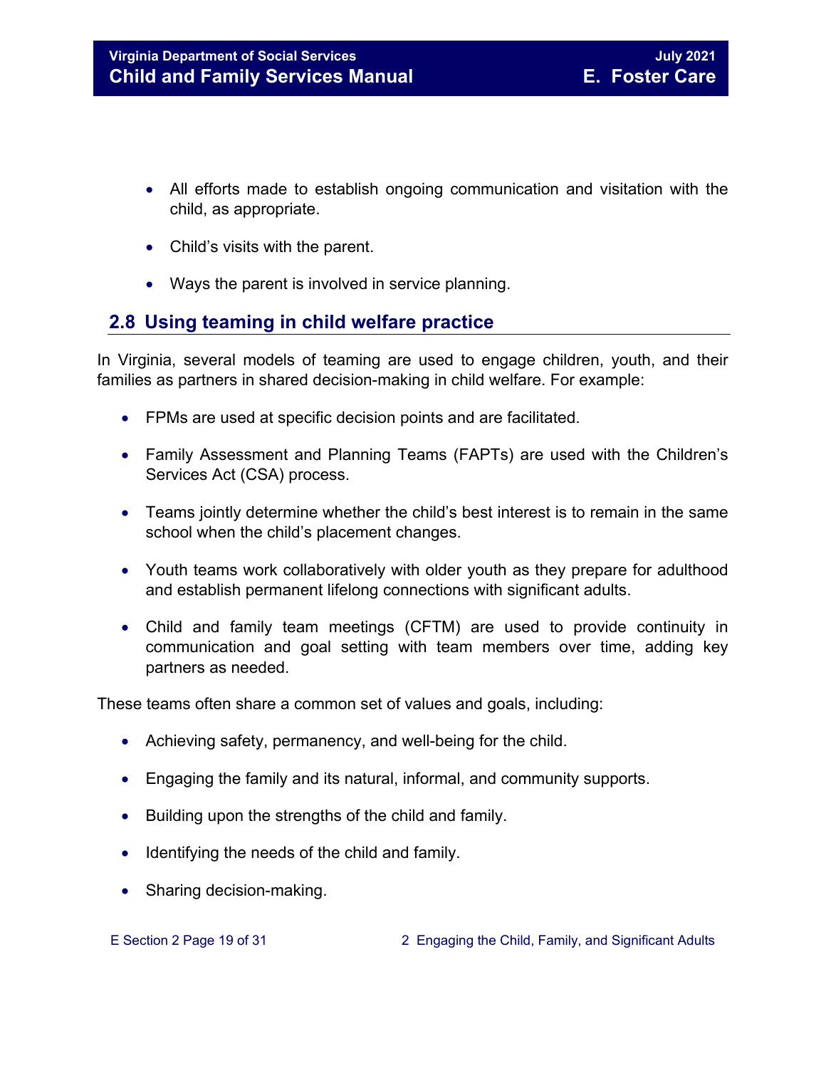- All efforts made to establish ongoing communication and visitation with the child, as appropriate.
- Child's visits with the parent.
- Ways the parent is involved in service planning.

## 2.8 Using teaming in child welfare practice

In Virginia, several models of teaming are used to engage children, youth, and their families as partners in shared decision-making in child welfare. For example:

- FPMs are used at specific decision points and are facilitated.
- Family Assessment and Planning Teams (FAPTs) are used with the Children's Services Act (CSA) process.
- Teams jointly determine whether the child's best interest is to remain in the same school when the child's placement changes.
- Youth teams work collaboratively with older youth as they prepare for adulthood and establish permanent lifelong connections with significant adults.
- Child and family team meetings (CFTM) are used to provide continuity in communication and goal setting with team members over time, adding key partners as needed.

These teams often share a common set of values and goals, including:

- Achieving safety, permanency, and well-being for the child.
- Engaging the family and its natural, informal, and community supports.
- Building upon the strengths of the child and family.
- Identifying the needs of the child and family.
- Sharing decision-making.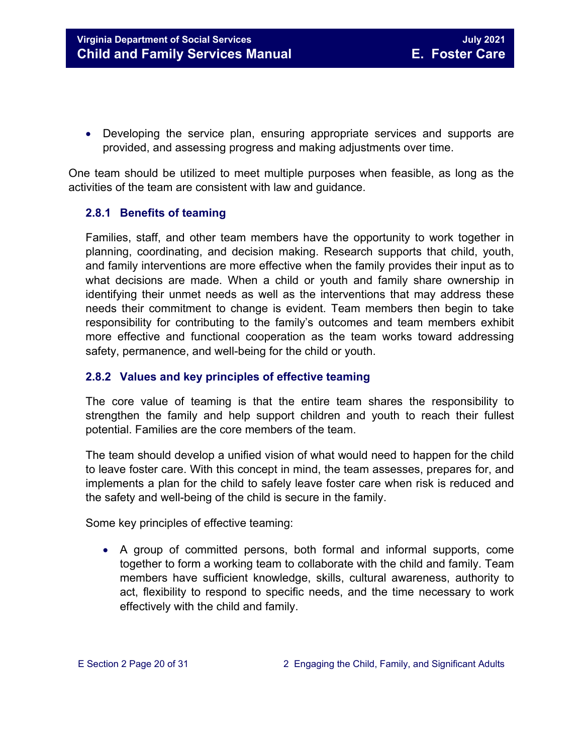- Developing the service plan, ensuring appropriate services and supports are provided, and assessing progress and making adjustments over time.

One team should be utilized to meet multiple purposes when feasible, as long as the activities of the team are consistent with law and guidance.

### 2.8.1 Benefits of teaming

Families, staff, and other team members have the opportunity to work together in planning, coordinating, and decision making. Research supports that child, youth, and family interventions are more effective when the family provides their input as to what decisions are made. When a child or youth and family share ownership in identifying their unmet needs as well as the interventions that may address these needs their commitment to change is evident. Team members then begin to take responsibility for contributing to the family's outcomes and team members exhibit more effective and functional cooperation as the team works toward addressing safety, permanence, and well-being for the child or youth.

### 2.8.2 Values and key principles of effective teaming

The core value of teaming is that the entire team shares the responsibility to strengthen the family and help support children and youth to reach their fullest potential. Families are the core members of the team.

The team should develop a unified vision of what would need to happen for the child to leave foster care. With this concept in mind, the team assesses, prepares for, and implements a plan for the child to safely leave foster care when risk is reduced and the safety and well-being of the child is secure in the family.

Some key principles of effective teaming:

- A group of committed persons, both formal and informal supports, come together to form a working team to collaborate with the child and family. Team members have sufficient knowledge, skills, cultural awareness, authority to act, flexibility to respond to specific needs, and the time necessary to work effectively with the child and family.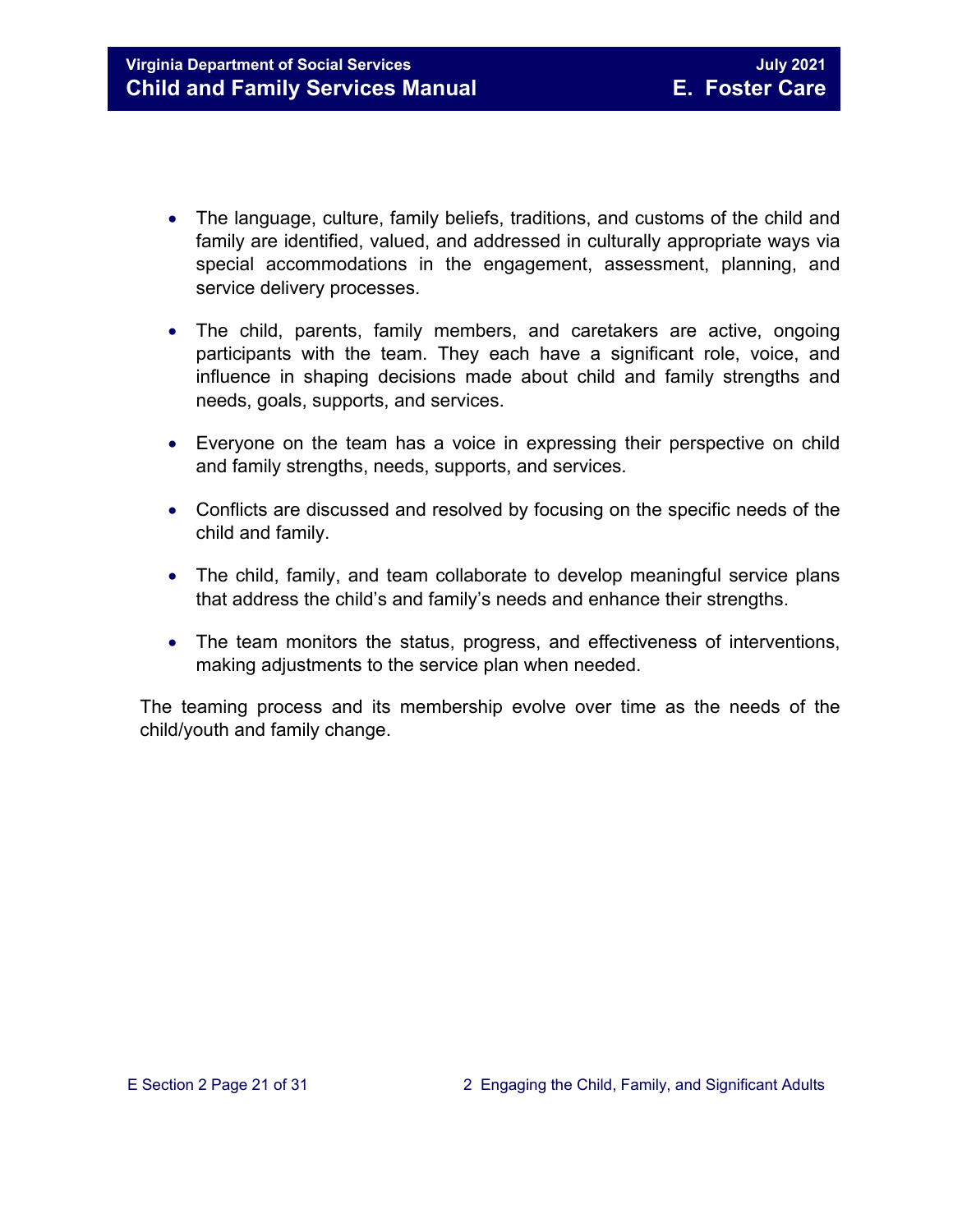- The language, culture, family beliefs, traditions, and customs of the child and family are identified, valued, and addressed in culturally appropriate ways via special accommodations in the engagement, assessment, planning, and service delivery processes.

- The child, parents, family members, and caretakers are active, ongoing participants with the team. They each have a significant role, voice, and influence in shaping decisions made about child and family strengths and needs, goals, supports, and services.

- Everyone on the team has a voice in expressing their perspective on child and family strengths, needs, supports, and services.

- Conflicts are discussed and resolved by focusing on the specific needs of the child and family.

- The child, family, and team collaborate to develop meaningful service plans that address the child's and family's needs and enhance their strengths.

- The team monitors the status, progress, and effectiveness of interventions, making adjustments to the service plan when needed.

The teaming process and its membership evolve over time as the needs of the child/youth and family change.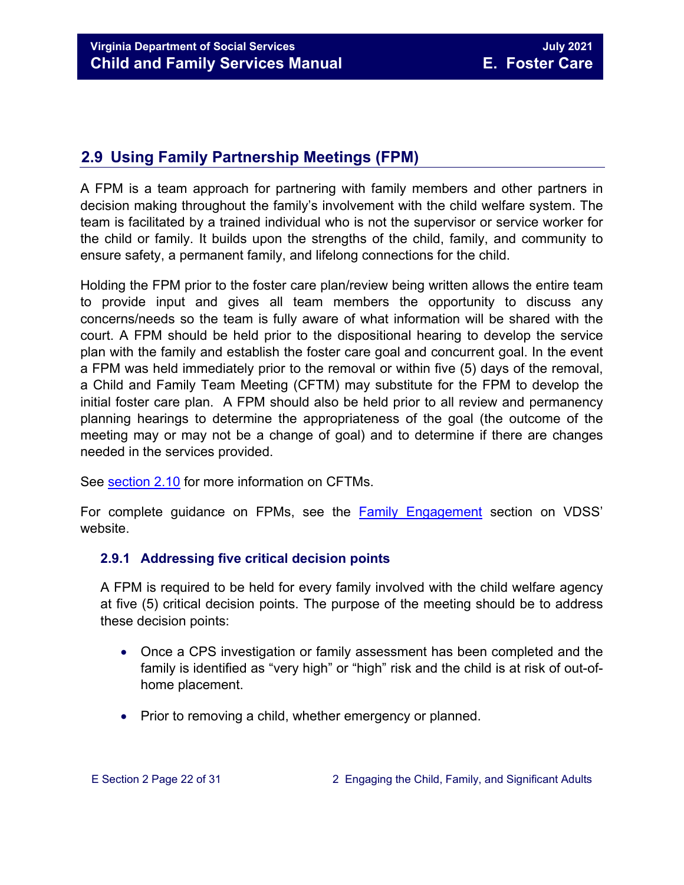## 2.9 Using Family Partnership Meetings (FPM)

A FPM is a team approach for partnering with family members and other partners in decision making throughout the family's involvement with the child welfare system. The team is facilitated by a trained individual who is not the supervisor or service worker for the child or family. It builds upon the strengths of the child, family, and community to ensure safety, a permanent family, and lifelong connections for the child.

Holding the FPM prior to the foster care plan/review being written allows the entire team to provide input and gives all team members the opportunity to discuss any concerns/needs so the team is fully aware of what information will be shared with the court. A FPM should be held prior to the dispositional hearing to develop the service plan with the family and establish the foster care goal and concurrent goal. In the event a FPM was held immediately prior to the removal or within five (5) days of the removal, a Child and Family Team Meeting (CFTM) may substitute for the FPM to develop the initial foster care plan. A FPM should also be held prior to all review and permanency planning hearings to determine the appropriateness of the goal (the outcome of the meeting may or may not be a change of goal) and to determine if there are changes needed in the services provided.

See section 2.10 for more information on CFTMs.

For complete guidance on FPMs, see the Family Engagement section on VDSS' website.

### 2.9.1 Addressing five critical decision points

A FPM is required to be held for every family involved with the child welfare agency at five (5) critical decision points. The purpose of the meeting should be to address these decision points:

- Once a CPS investigation or family assessment has been completed and the family is identified as "very high" or "high" risk and the child is at risk of out-of-home placement.
- Prior to removing a child, whether emergency or planned.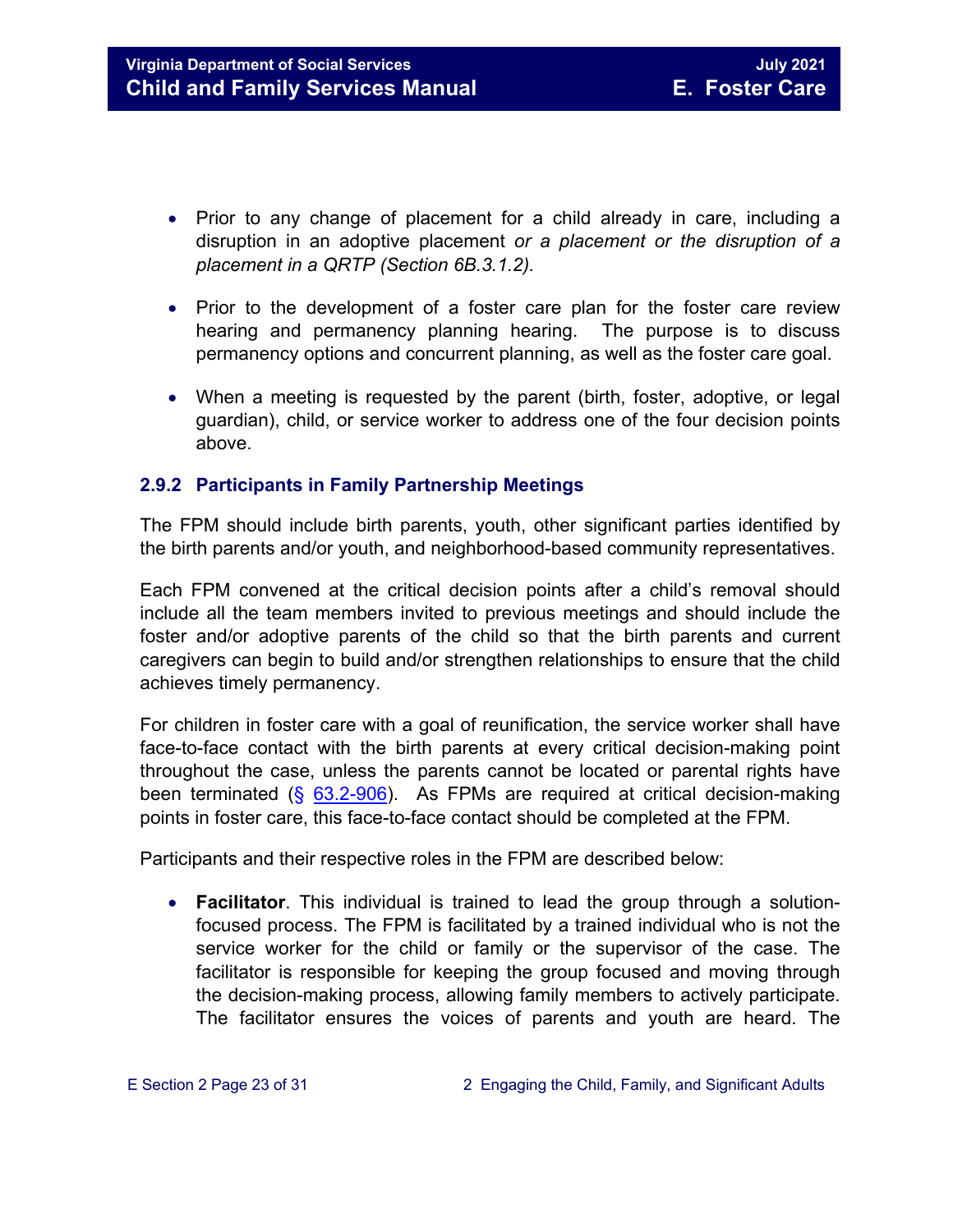- Prior to any change of placement for a child already in care, including a disruption in an adoptive placement *or a placement or the disruption of a placement in a QRTP (Section 6B.3.1.2).*

- Prior to the development of a foster care plan for the foster care review hearing and permanency planning hearing. The purpose is to discuss permanency options and concurrent planning, as well as the foster care goal.

- When a meeting is requested by the parent (birth, foster, adoptive, or legal guardian), child, or service worker to address one of the four decision points above.

### 2.9.2 Participants in Family Partnership Meetings

The FPM should include birth parents, youth, other significant parties identified by the birth parents and/or youth, and neighborhood-based community representatives.

Each FPM convened at the critical decision points after a child's removal should include all the team members invited to previous meetings and should include the foster and/or adoptive parents of the child so that the birth parents and current caregivers can begin to build and/or strengthen relationships to ensure that the child achieves timely permanency.

For children in foster care with a goal of reunification, the service worker shall have face-to-face contact with the birth parents at every critical decision-making point throughout the case, unless the parents cannot be located or parental rights have been terminated (§ 63.2-906). As FPMs are required at critical decision-making points in foster care, this face-to-face contact should be completed at the FPM.

Participants and their respective roles in the FPM are described below:

- **Facilitator**. This individual is trained to lead the group through a solution-focused process. The FPM is facilitated by a trained individual who is not the service worker for the child or family or the supervisor of the case. The facilitator is responsible for keeping the group focused and moving through the decision-making process, allowing family members to actively participate. The facilitator ensures the voices of parents and youth are heard. The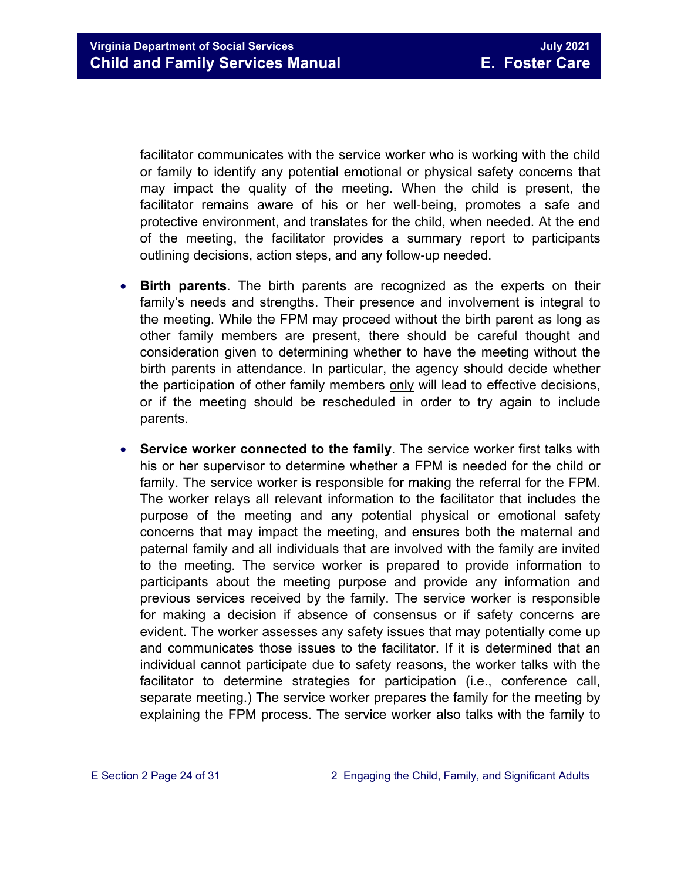facilitator communicates with the service worker who is working with the child or family to identify any potential emotional or physical safety concerns that may impact the quality of the meeting. When the child is present, the facilitator remains aware of his or her well-being, promotes a safe and protective environment, and translates for the child, when needed. At the end of the meeting, the facilitator provides a summary report to participants outlining decisions, action steps, and any follow-up needed.

- **Birth parents**. The birth parents are recognized as the experts on their family's needs and strengths. Their presence and involvement is integral to the meeting. While the FPM may proceed without the birth parent as long as other family members are present, there should be careful thought and consideration given to determining whether to have the meeting without the birth parents in attendance. In particular, the agency should decide whether the participation of other family members <u>only</u> will lead to effective decisions, or if the meeting should be rescheduled in order to try again to include parents.

- **Service worker connected to the family**. The service worker first talks with his or her supervisor to determine whether a FPM is needed for the child or family. The service worker is responsible for making the referral for the FPM. The worker relays all relevant information to the facilitator that includes the purpose of the meeting and any potential physical or emotional safety concerns that may impact the meeting, and ensures both the maternal and paternal family and all individuals that are involved with the family are invited to the meeting. The service worker is prepared to provide information to participants about the meeting purpose and provide any information and previous services received by the family. The service worker is responsible for making a decision if absence of consensus or if safety concerns are evident. The worker assesses any safety issues that may potentially come up and communicates those issues to the facilitator. If it is determined that an individual cannot participate due to safety reasons, the worker talks with the facilitator to determine strategies for participation (i.e., conference call, separate meeting.) The service worker prepares the family for the meeting by explaining the FPM process. The service worker also talks with the family to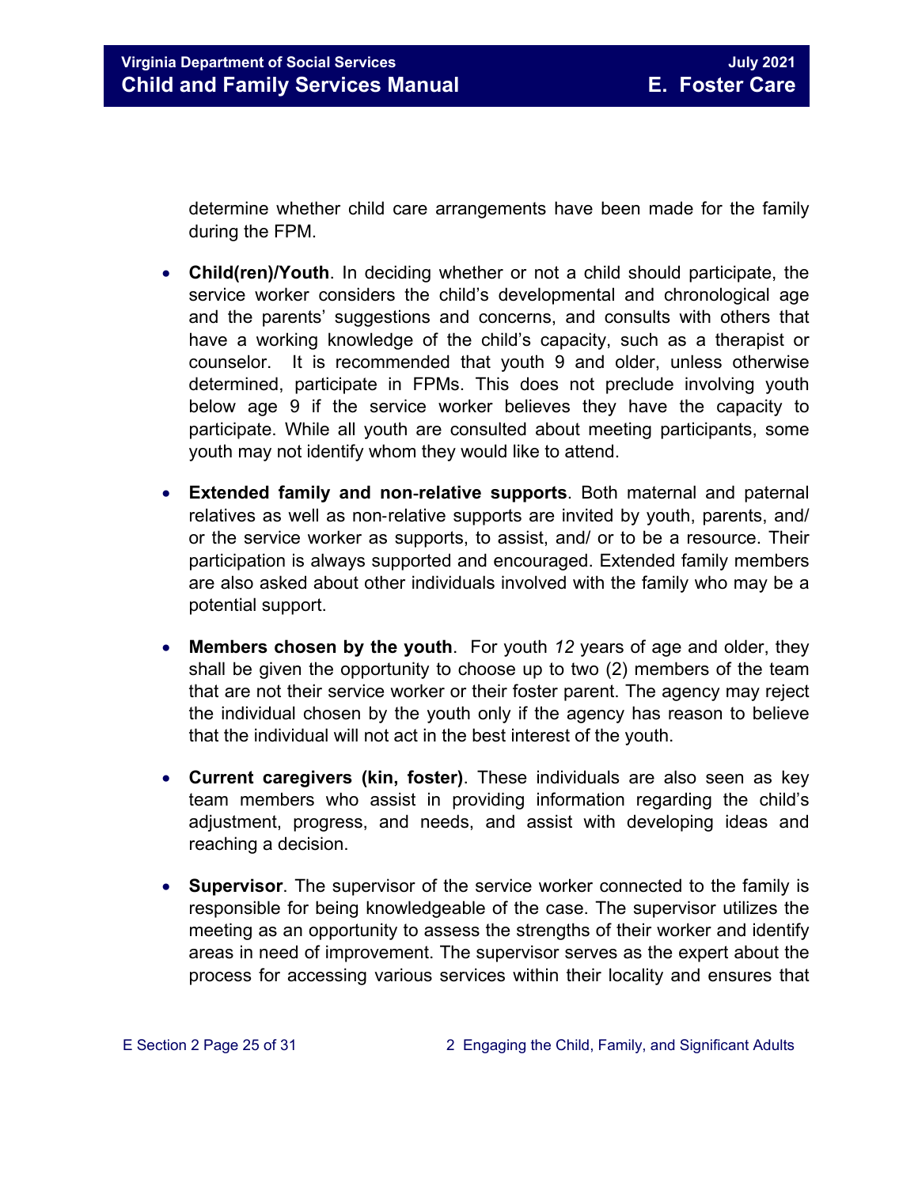determine whether child care arrangements have been made for the family during the FPM.

- **Child(ren)/Youth**. In deciding whether or not a child should participate, the service worker considers the child's developmental and chronological age and the parents' suggestions and concerns, and consults with others that have a working knowledge of the child's capacity, such as a therapist or counselor. It is recommended that youth 9 and older, unless otherwise determined, participate in FPMs. This does not preclude involving youth below age 9 if the service worker believes they have the capacity to participate. While all youth are consulted about meeting participants, some youth may not identify whom they would like to attend.

- **Extended family and non-relative supports**. Both maternal and paternal relatives as well as non-relative supports are invited by youth, parents, and/ or the service worker as supports, to assist, and/ or to be a resource. Their participation is always supported and encouraged. Extended family members are also asked about other individuals involved with the family who may be a potential support.

- **Members chosen by the youth**. For youth *12* years of age and older, they shall be given the opportunity to choose up to two (2) members of the team that are not their service worker or their foster parent. The agency may reject the individual chosen by the youth only if the agency has reason to believe that the individual will not act in the best interest of the youth.

- **Current caregivers (kin, foster)**. These individuals are also seen as key team members who assist in providing information regarding the child's adjustment, progress, and needs, and assist with developing ideas and reaching a decision.

- **Supervisor**. The supervisor of the service worker connected to the family is responsible for being knowledgeable of the case. The supervisor utilizes the meeting as an opportunity to assess the strengths of their worker and identify areas in need of improvement. The supervisor serves as the expert about the process for accessing various services within their locality and ensures that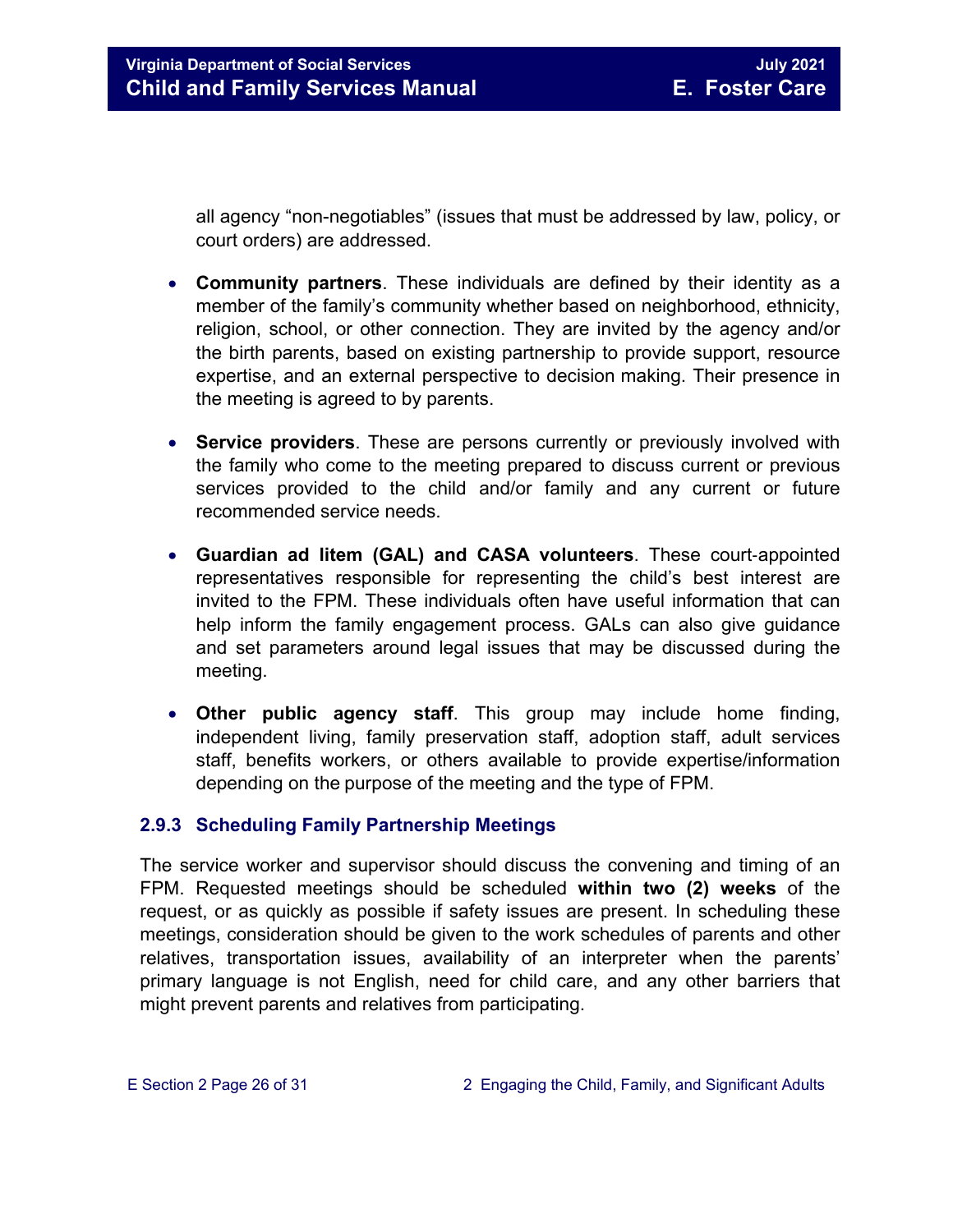all agency "non-negotiables" (issues that must be addressed by law, policy, or court orders) are addressed.

- **Community partners**. These individuals are defined by their identity as a member of the family's community whether based on neighborhood, ethnicity, religion, school, or other connection. They are invited by the agency and/or the birth parents, based on existing partnership to provide support, resource expertise, and an external perspective to decision making. Their presence in the meeting is agreed to by parents.

- **Service providers**. These are persons currently or previously involved with the family who come to the meeting prepared to discuss current or previous services provided to the child and/or family and any current or future recommended service needs.

- **Guardian ad litem (GAL) and CASA volunteers**. These court-appointed representatives responsible for representing the child's best interest are invited to the FPM. These individuals often have useful information that can help inform the family engagement process. GALs can also give guidance and set parameters around legal issues that may be discussed during the meeting.

- **Other public agency staff**. This group may include home finding, independent living, family preservation staff, adoption staff, adult services staff, benefits workers, or others available to provide expertise/information depending on the purpose of the meeting and the type of FPM.

### 2.9.3 Scheduling Family Partnership Meetings

The service worker and supervisor should discuss the convening and timing of an FPM. Requested meetings should be scheduled **within two (2) weeks** of the request, or as quickly as possible if safety issues are present. In scheduling these meetings, consideration should be given to the work schedules of parents and other relatives, transportation issues, availability of an interpreter when the parents' primary language is not English, need for child care, and any other barriers that might prevent parents and relatives from participating.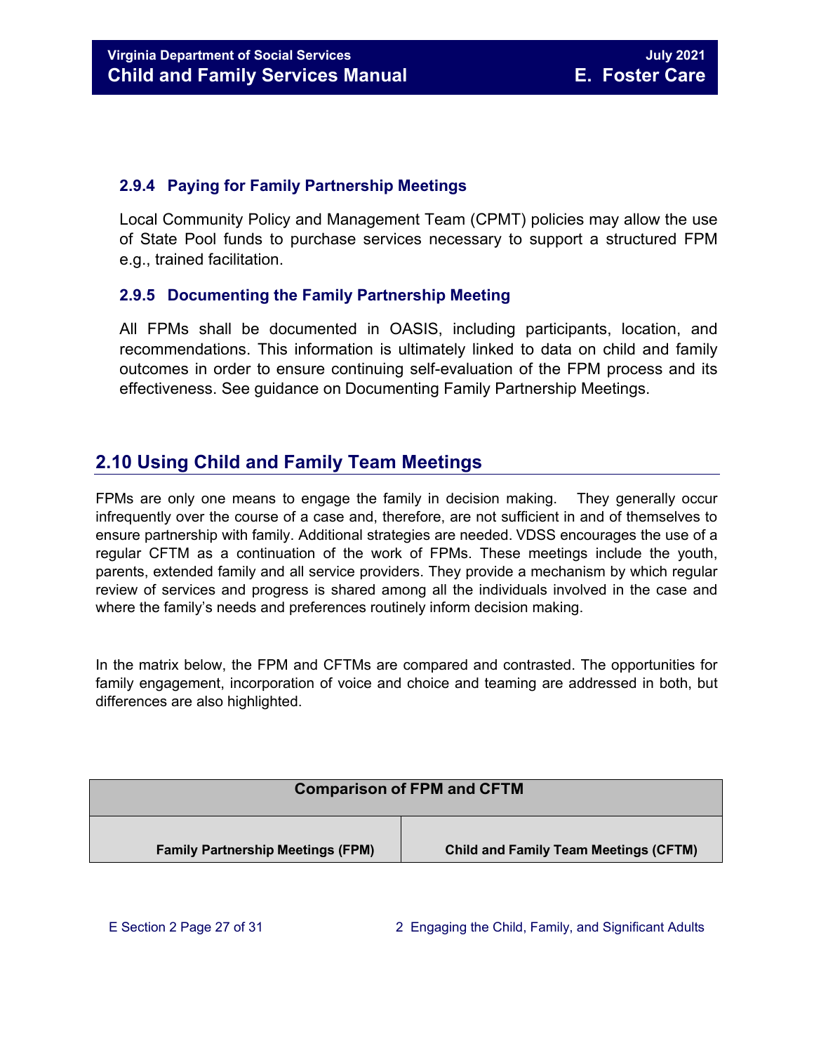### 2.9.4 Paying for Family Partnership Meetings

Local Community Policy and Management Team (CPMT) policies may allow the use of State Pool funds to purchase services necessary to support a structured FPM e.g., trained facilitation.

### 2.9.5 Documenting the Family Partnership Meeting

All FPMs shall be documented in OASIS, including participants, location, and recommendations. This information is ultimately linked to data on child and family outcomes in order to ensure continuing self-evaluation of the FPM process and its effectiveness. See guidance on Documenting Family Partnership Meetings.

## 2.10 Using Child and Family Team Meetings

FPMs are only one means to engage the family in decision making. They generally occur infrequently over the course of a case and, therefore, are not sufficient in and of themselves to ensure partnership with family. Additional strategies are needed. VDSS encourages the use of a regular CFTM as a continuation of the work of FPMs. These meetings include the youth, parents, extended family and all service providers. They provide a mechanism by which regular review of services and progress is shared among all the individuals involved in the case and where the family's needs and preferences routinely inform decision making.

In the matrix below, the FPM and CFTMs are compared and contrasted. The opportunities for family engagement, incorporation of voice and choice and teaming are addressed in both, but differences are also highlighted.

| Comparison of FPM and CFTM | |
|---|---|
| **Family Partnership Meetings (FPM)** | **Child and Family Team Meetings (CFTM)** |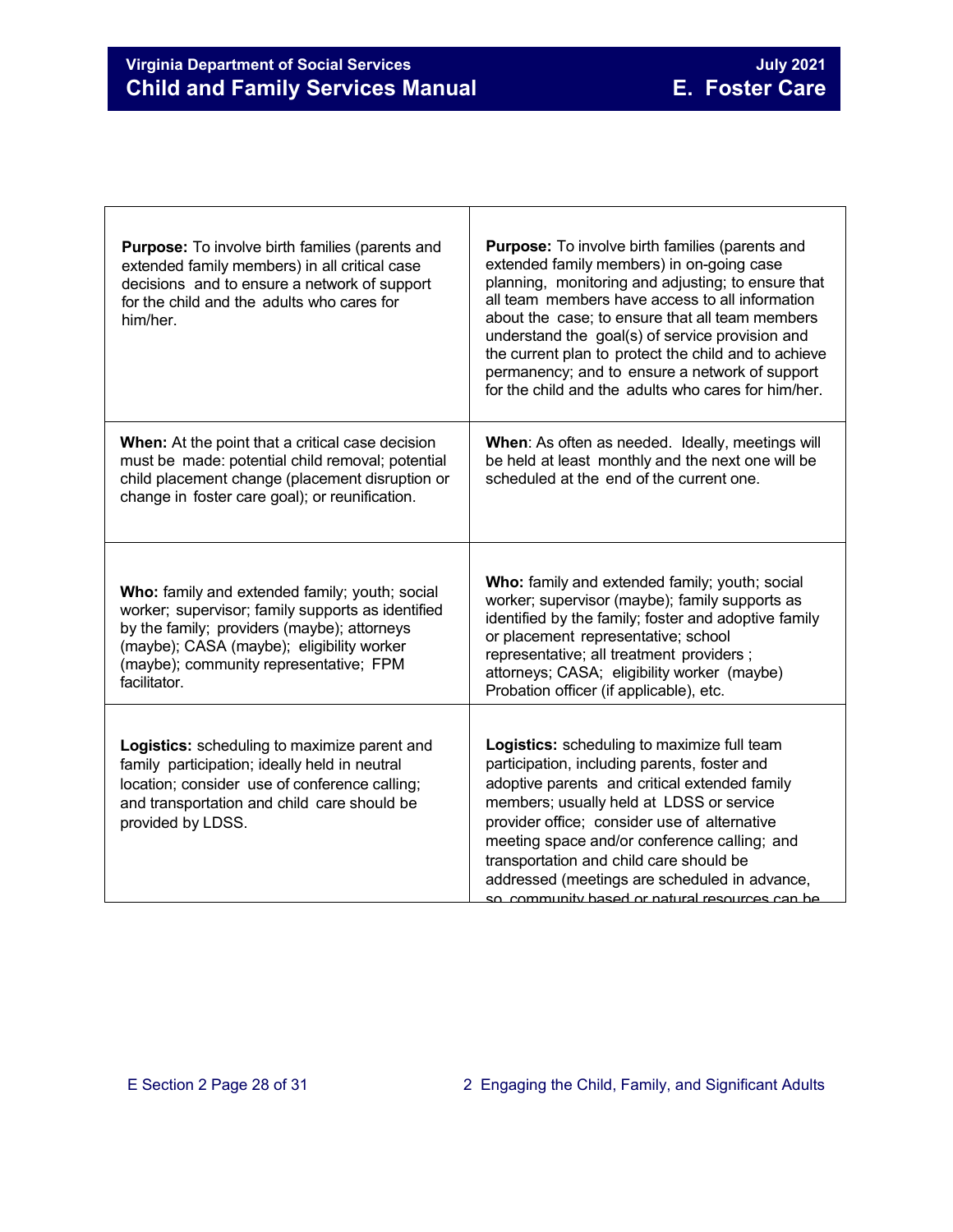| | |
|---|---|
| **Purpose:** To involve birth families (parents and extended family members) in all critical case decisions and to ensure a network of support for the child and the adults who cares for him/her. | **Purpose:** To involve birth families (parents and extended family members) in on-going case planning, monitoring and adjusting; to ensure that all team members have access to all information about the case; to ensure that all team members understand the goal(s) of service provision and the current plan to protect the child and to achieve permanency; and to ensure a network of support for the child and the adults who cares for him/her. |
| **When:** At the point that a critical case decision must be made: potential child removal; potential child placement change (placement disruption or change in foster care goal); or reunification. | **When**: As often as needed. Ideally, meetings will be held at least monthly and the next one will be scheduled at the end of the current one. |
| **Who:** family and extended family; youth; social worker; supervisor; family supports as identified by the family; providers (maybe); attorneys (maybe); CASA (maybe); eligibility worker (maybe); community representative; FPM facilitator. | **Who:** family and extended family; youth; social worker; supervisor (maybe); family supports as identified by the family; foster and adoptive family or placement representative; school representative; all treatment providers ; attorneys; CASA; eligibility worker (maybe) Probation officer (if applicable), etc. |
| **Logistics:** scheduling to maximize parent and family participation; ideally held in neutral location; consider use of conference calling; and transportation and child care should be provided by LDSS. | **Logistics:** scheduling to maximize full team participation, including parents, foster and adoptive parents and critical extended family members; usually held at LDSS or service provider office; consider use of alternative meeting space and/or conference calling; and transportation and child care should be addressed (meetings are scheduled in advance, so community based or natural resources can be |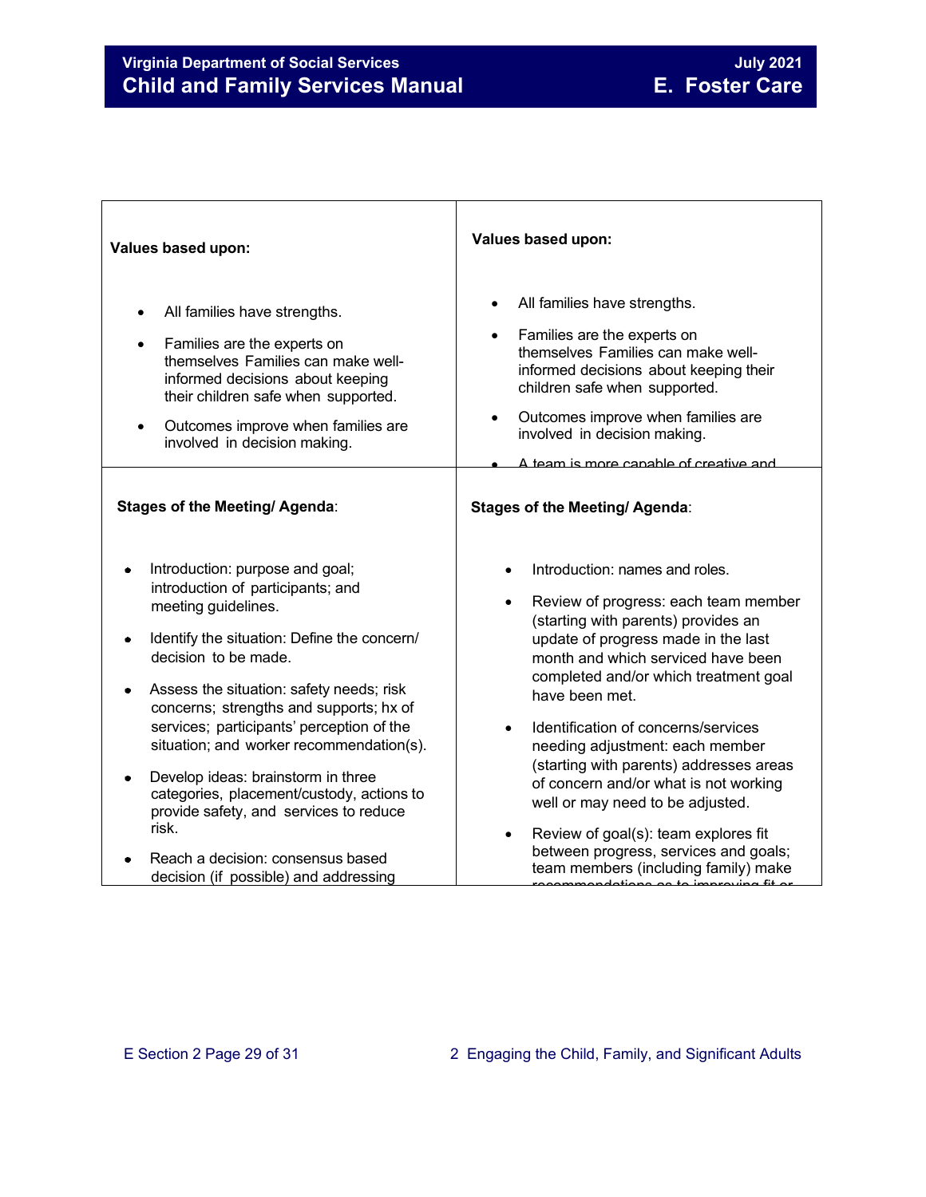| | |
|---|---|
| **Values based upon:**<br><br>• All families have strengths.<br>• Families are the experts on themselves Families can make well-informed decisions about keeping their children safe when supported.<br>• Outcomes improve when families are involved in decision making. | **Values based upon:**<br><br>• All families have strengths.<br>• Families are the experts on themselves Families can make well-informed decisions about keeping their children safe when supported.<br>• Outcomes improve when families are involved in decision making.<br>• A team is more capable of creative and |
| **Stages of the Meeting/ Agenda**:<br><br>• Introduction: purpose and goal; introduction of participants; and meeting guidelines.<br>• Identify the situation: Define the concern/ decision to be made.<br>• Assess the situation: safety needs; risk concerns; strengths and supports; hx of services; participants' perception of the situation; and worker recommendation(s).<br>• Develop ideas: brainstorm in three categories, placement/custody, actions to provide safety, and services to reduce risk.<br>• Reach a decision: consensus based decision (if possible) and addressing | **Stages of the Meeting/ Agenda**:<br><br>• Introduction: names and roles.<br>• Review of progress: each team member (starting with parents) provides an update of progress made in the last month and which serviced have been completed and/or which treatment goal have been met.<br>• Identification of concerns/services needing adjustment: each member (starting with parents) addresses areas of concern and/or what is not working well or may need to be adjusted.<br>• Review of goal(s): team explores fit between progress, services and goals; team members (including family) make recommendations as to improving fit or |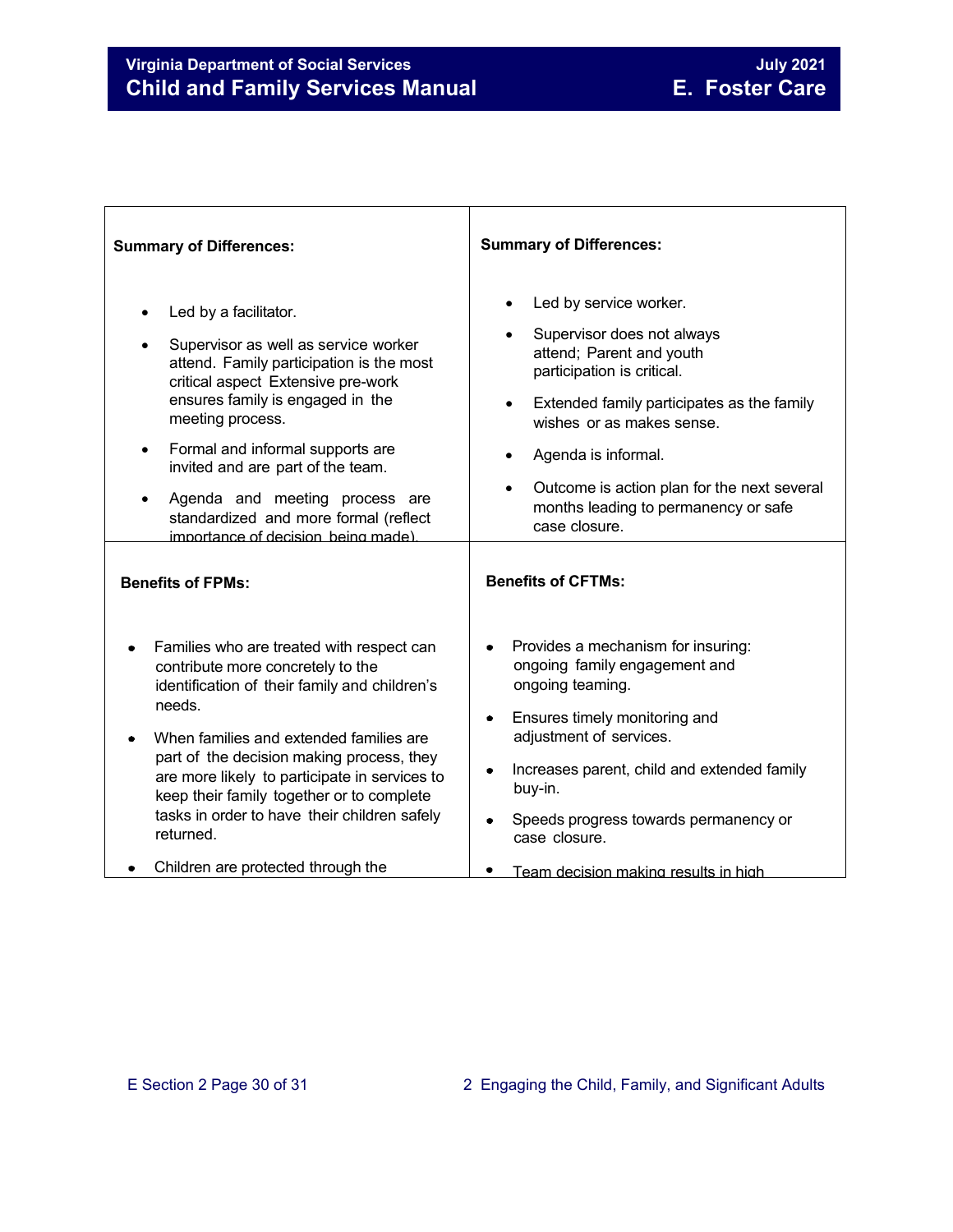| **Summary of Differences:** | **Summary of Differences:** |
|---|---|
| • Led by a facilitator.<br>• Supervisor as well as service worker attend. Family participation is the most critical aspect Extensive pre-work ensures family is engaged in the meeting process.<br>• Formal and informal supports are invited and are part of the team.<br>• Agenda and meeting process are standardized and more formal (reflect importance of decision being made). | • Led by service worker.<br>• Supervisor does not always attend; Parent and youth participation is critical.<br>• Extended family participates as the family wishes or as makes sense.<br>• Agenda is informal.<br>• Outcome is action plan for the next several months leading to permanency or safe case closure. |
| **Benefits of FPMs:** | **Benefits of CFTMs:** |
| • Families who are treated with respect can contribute more concretely to the identification of their family and children's needs.<br>• When families and extended families are part of the decision making process, they are more likely to participate in services to keep their family together or to complete tasks in order to have their children safely returned.<br>• Children are protected through the | • Provides a mechanism for insuring: ongoing family engagement and ongoing teaming.<br>• Ensures timely monitoring and adjustment of services.<br>• Increases parent, child and extended family buy-in.<br>• Speeds progress towards permanency or case closure.<br>• Team decision making results in high |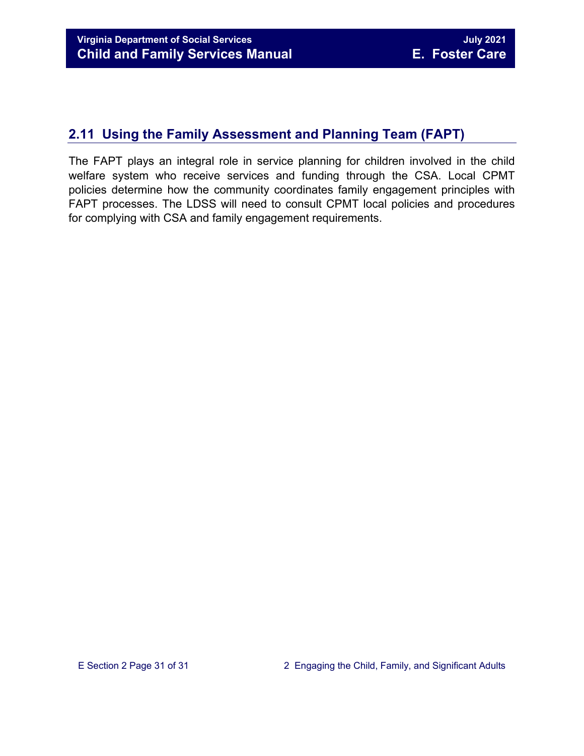## 2.11 Using the Family Assessment and Planning Team (FAPT)

The FAPT plays an integral role in service planning for children involved in the child welfare system who receive services and funding through the CSA. Local CPMT policies determine how the community coordinates family engagement principles with FAPT processes. The LDSS will need to consult CPMT local policies and procedures for complying with CSA and family engagement requirements.